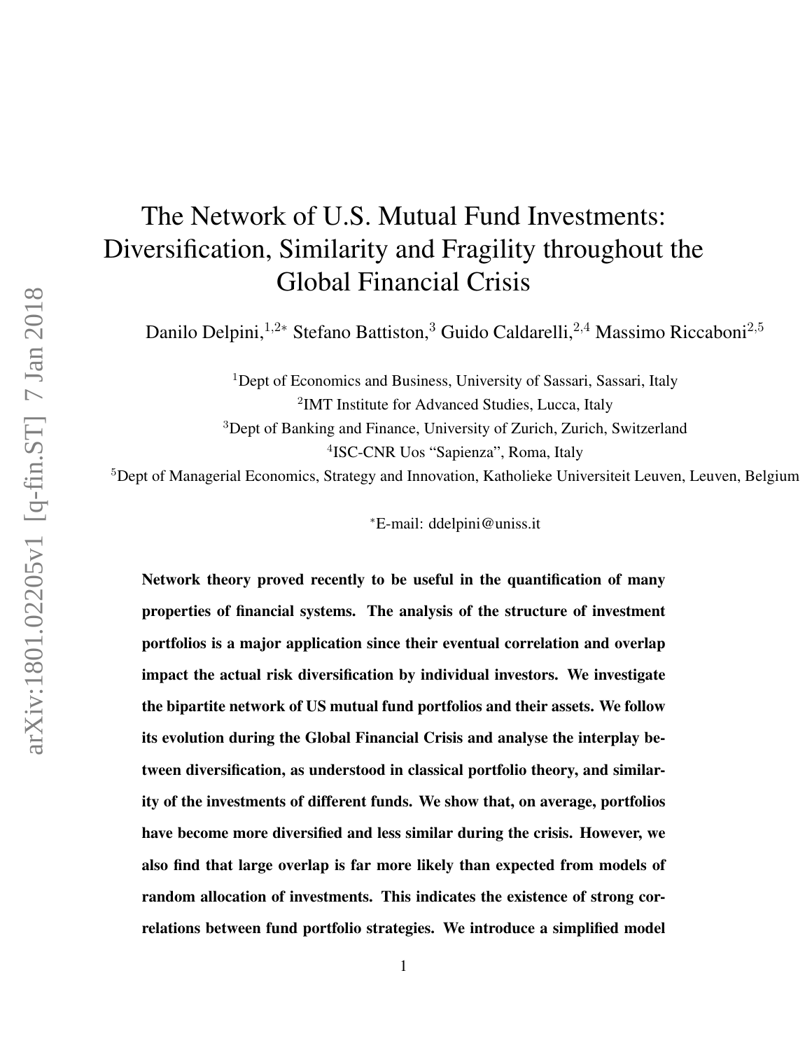# The Network of U.S. Mutual Fund Investments: Diversification, Similarity and Fragility throughout the Global Financial Crisis

Danilo Delpini,[1,2*] Stefano Battiston,[3] Guido Caldarelli,[2,4] Massimo Riccaboni[2,5]

[1]Dept of Economics and Business, University of Sassari, Sassari, Italy

[2]IMT Institute for Advanced Studies, Lucca, Italy

[3]Dept of Banking and Finance, University of Zurich, Zurich, Switzerland

[4]ISC-CNR Uos "Sapienza", Roma, Italy

[5]Dept of Managerial Economics, Strategy and Innovation, Katholieke Universiteit Leuven, Leuven, Belgium

[*]E-mail: ddelpini@uniss.it

**Network theory proved recently to be useful in the quantification of many properties of financial systems. The analysis of the structure of investment portfolios is a major application since their eventual correlation and overlap impact the actual risk diversification by individual investors. We investigate the bipartite network of US mutual fund portfolios and their assets. We follow its evolution during the Global Financial Crisis and analyse the interplay between diversification, as understood in classical portfolio theory, and similarity of the investments of different funds. We show that, on average, portfolios have become more diversified and less similar during the crisis. However, we also find that large overlap is far more likely than expected from models of random allocation of investments. This indicates the existence of strong correlations between fund portfolio strategies. We introduce a simplified model**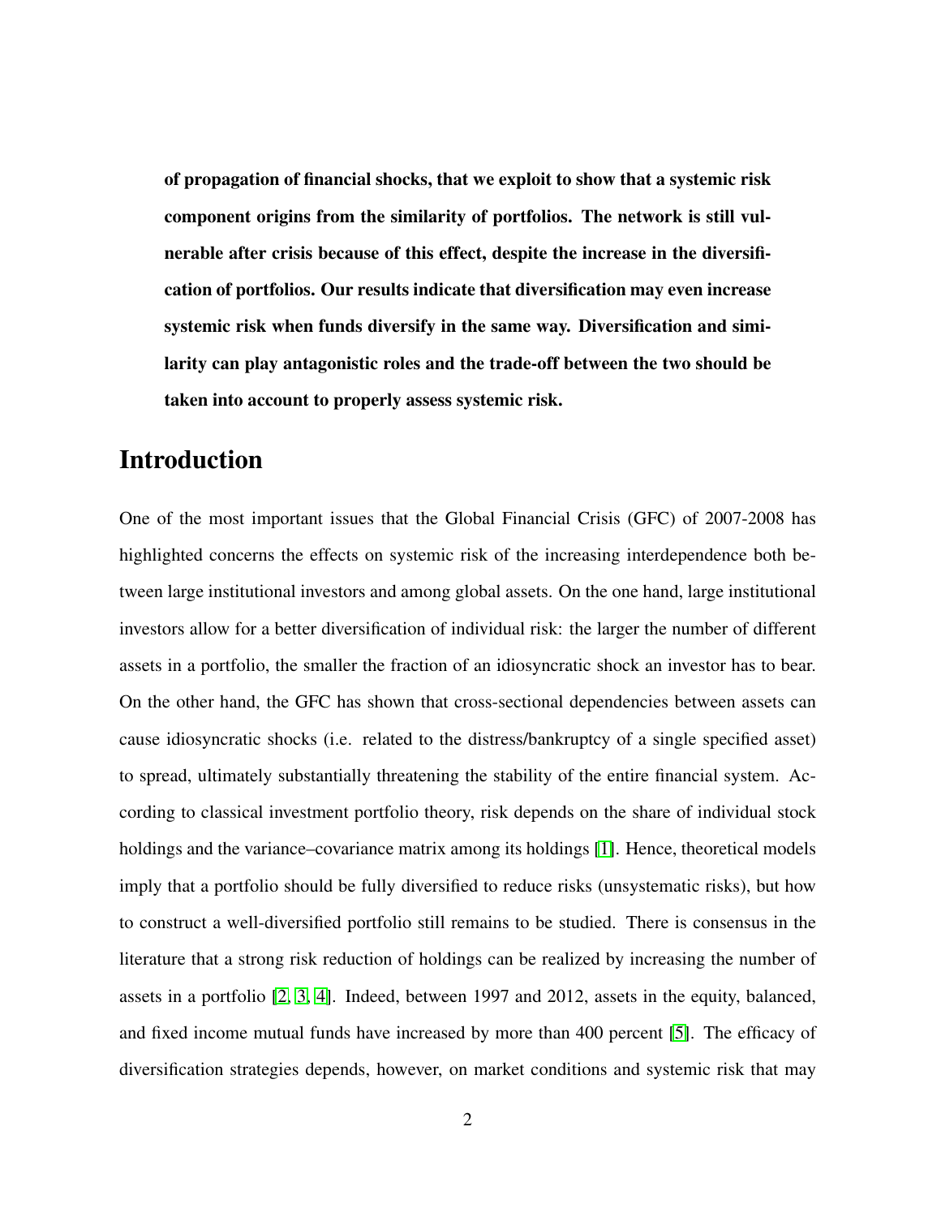**of propagation of financial shocks, that we exploit to show that a systemic risk component origins from the similarity of portfolios. The network is still vulnerable after crisis because of this effect, despite the increase in the diversification of portfolios. Our results indicate that diversification may even increase systemic risk when funds diversify in the same way. Diversification and similarity can play antagonistic roles and the trade-off between the two should be taken into account to properly assess systemic risk.**

# Introduction

One of the most important issues that the Global Financial Crisis (GFC) of 2007-2008 has highlighted concerns the effects on systemic risk of the increasing interdependence both between large institutional investors and among global assets. On the one hand, large institutional investors allow for a better diversification of individual risk: the larger the number of different assets in a portfolio, the smaller the fraction of an idiosyncratic shock an investor has to bear. On the other hand, the GFC has shown that cross-sectional dependencies between assets can cause idiosyncratic shocks (i.e. related to the distress/bankruptcy of a single specified asset) to spread, ultimately substantially threatening the stability of the entire financial system. According to classical investment portfolio theory, risk depends on the share of individual stock holdings and the variance–covariance matrix among its holdings [1]. Hence, theoretical models imply that a portfolio should be fully diversified to reduce risks (unsystematic risks), but how to construct a well-diversified portfolio still remains to be studied. There is consensus in the literature that a strong risk reduction of holdings can be realized by increasing the number of assets in a portfolio [2, 3, 4]. Indeed, between 1997 and 2012, assets in the equity, balanced, and fixed income mutual funds have increased by more than 400 percent [5]. The efficacy of diversification strategies depends, however, on market conditions and systemic risk that may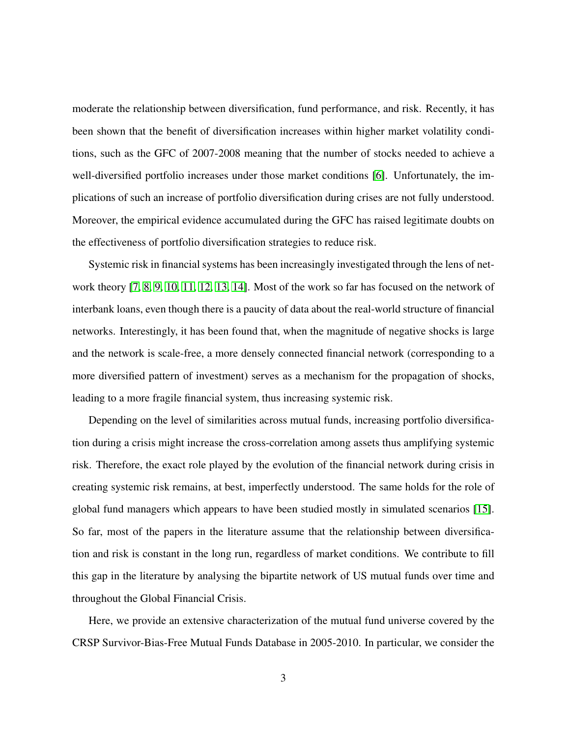moderate the relationship between diversification, fund performance, and risk. Recently, it has been shown that the benefit of diversification increases within higher market volatility conditions, such as the GFC of 2007-2008 meaning that the number of stocks needed to achieve a well-diversified portfolio increases under those market conditions [6]. Unfortunately, the implications of such an increase of portfolio diversification during crises are not fully understood. Moreover, the empirical evidence accumulated during the GFC has raised legitimate doubts on the effectiveness of portfolio diversification strategies to reduce risk.

Systemic risk in financial systems has been increasingly investigated through the lens of network theory [7, 8, 9, 10, 11, 12, 13, 14]. Most of the work so far has focused on the network of interbank loans, even though there is a paucity of data about the real-world structure of financial networks. Interestingly, it has been found that, when the magnitude of negative shocks is large and the network is scale-free, a more densely connected financial network (corresponding to a more diversified pattern of investment) serves as a mechanism for the propagation of shocks, leading to a more fragile financial system, thus increasing systemic risk.

Depending on the level of similarities across mutual funds, increasing portfolio diversification during a crisis might increase the cross-correlation among assets thus amplifying systemic risk. Therefore, the exact role played by the evolution of the financial network during crisis in creating systemic risk remains, at best, imperfectly understood. The same holds for the role of global fund managers which appears to have been studied mostly in simulated scenarios [15]. So far, most of the papers in the literature assume that the relationship between diversification and risk is constant in the long run, regardless of market conditions. We contribute to fill this gap in the literature by analysing the bipartite network of US mutual funds over time and throughout the Global Financial Crisis.

Here, we provide an extensive characterization of the mutual fund universe covered by the CRSP Survivor-Bias-Free Mutual Funds Database in 2005-2010. In particular, we consider the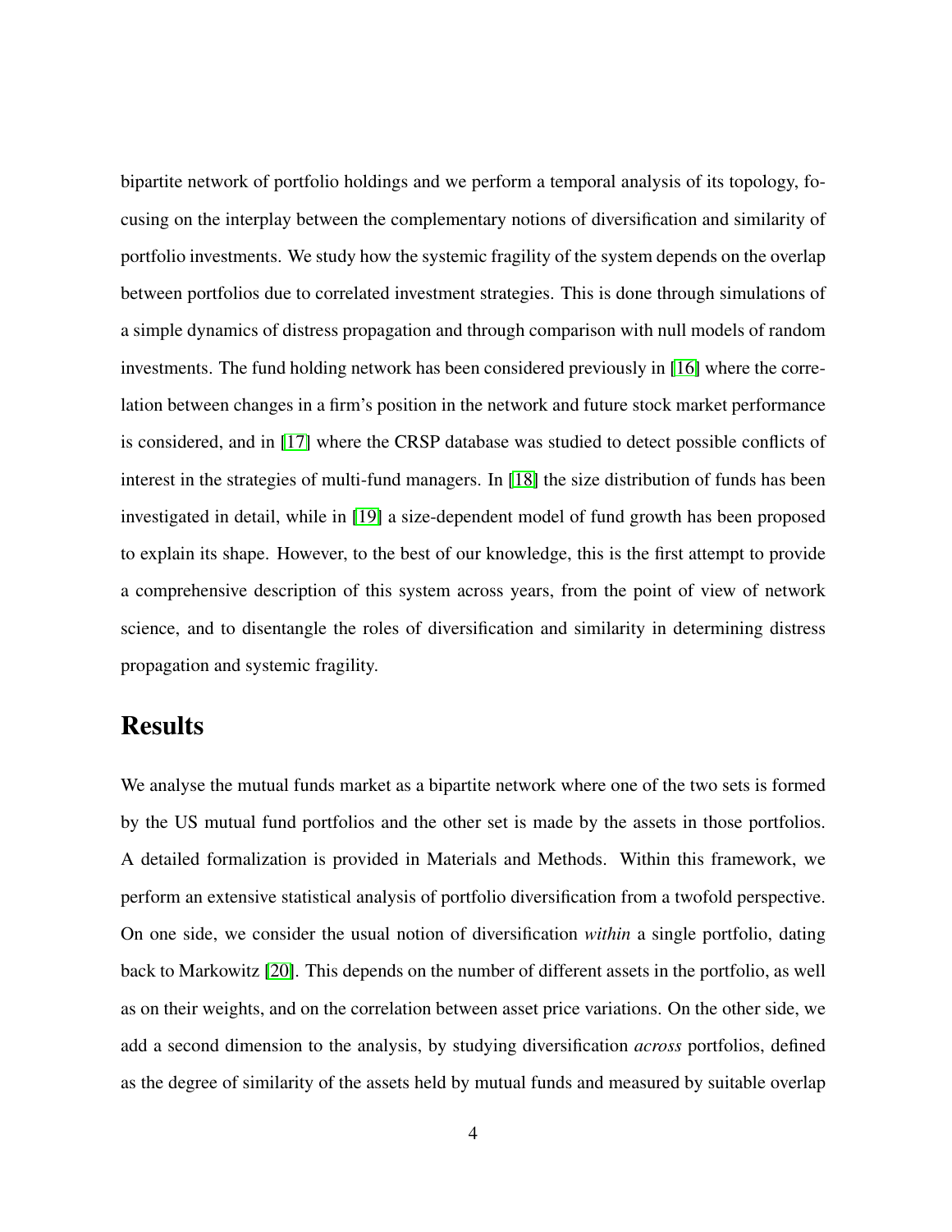bipartite network of portfolio holdings and we perform a temporal analysis of its topology, focusing on the interplay between the complementary notions of diversification and similarity of portfolio investments. We study how the systemic fragility of the system depends on the overlap between portfolios due to correlated investment strategies. This is done through simulations of a simple dynamics of distress propagation and through comparison with null models of random investments. The fund holding network has been considered previously in [16] where the correlation between changes in a firm's position in the network and future stock market performance is considered, and in [17] where the CRSP database was studied to detect possible conflicts of interest in the strategies of multi-fund managers. In [18] the size distribution of funds has been investigated in detail, while in [19] a size-dependent model of fund growth has been proposed to explain its shape. However, to the best of our knowledge, this is the first attempt to provide a comprehensive description of this system across years, from the point of view of network science, and to disentangle the roles of diversification and similarity in determining distress propagation and systemic fragility.

## Results

We analyse the mutual funds market as a bipartite network where one of the two sets is formed by the US mutual fund portfolios and the other set is made by the assets in those portfolios. A detailed formalization is provided in Materials and Methods. Within this framework, we perform an extensive statistical analysis of portfolio diversification from a twofold perspective. On one side, we consider the usual notion of diversification *within* a single portfolio, dating back to Markowitz [20]. This depends on the number of different assets in the portfolio, as well as on their weights, and on the correlation between asset price variations. On the other side, we add a second dimension to the analysis, by studying diversification *across* portfolios, defined as the degree of similarity of the assets held by mutual funds and measured by suitable overlap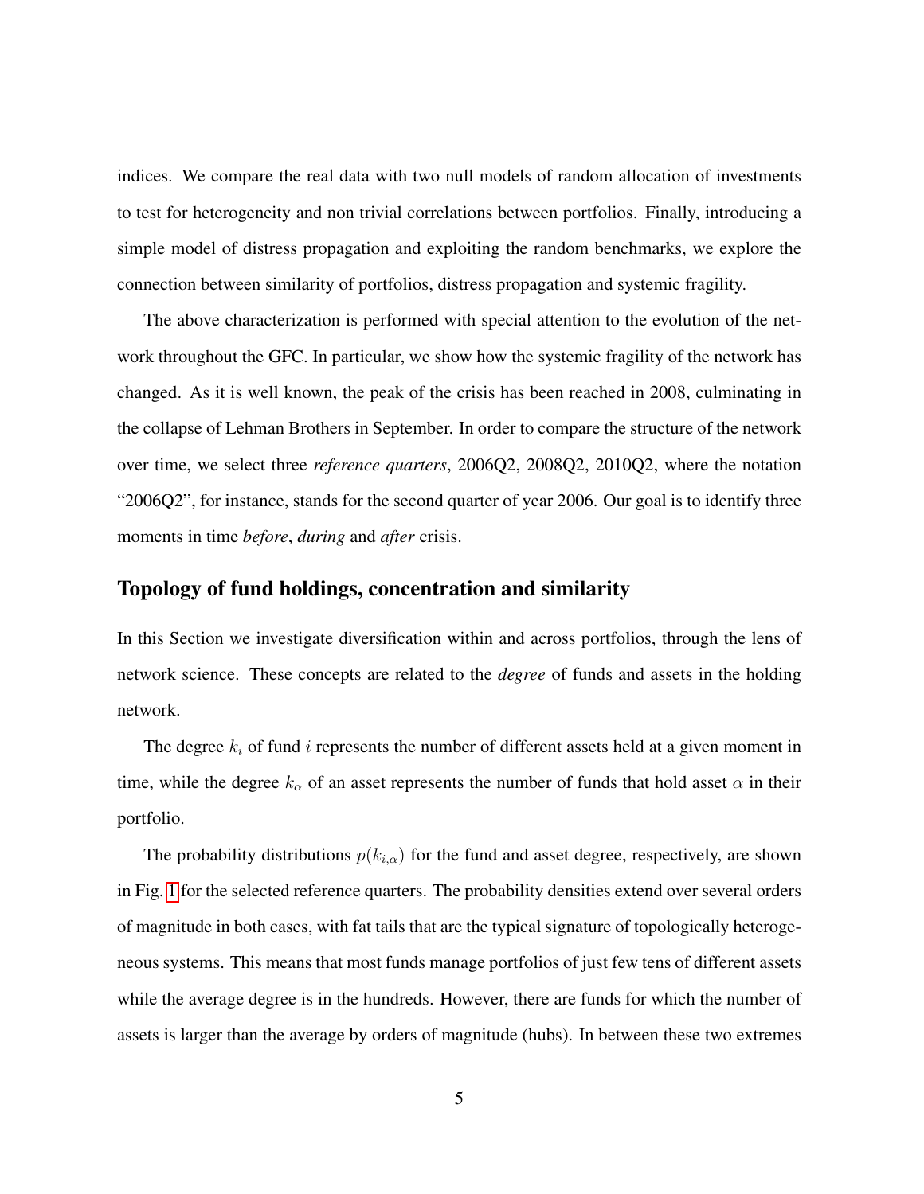indices. We compare the real data with two null models of random allocation of investments to test for heterogeneity and non trivial correlations between portfolios. Finally, introducing a simple model of distress propagation and exploiting the random benchmarks, we explore the connection between similarity of portfolios, distress propagation and systemic fragility.

The above characterization is performed with special attention to the evolution of the network throughout the GFC. In particular, we show how the systemic fragility of the network has changed. As it is well known, the peak of the crisis has been reached in 2008, culminating in the collapse of Lehman Brothers in September. In order to compare the structure of the network over time, we select three *reference quarters*, 2006Q2, 2008Q2, 2010Q2, where the notation "2006Q2", for instance, stands for the second quarter of year 2006. Our goal is to identify three moments in time *before*, *during* and *after* crisis.

## Topology of fund holdings, concentration and similarity

In this Section we investigate diversification within and across portfolios, through the lens of network science. These concepts are related to the *degree* of funds and assets in the holding network.

The degree $k_i$ of fund $i$ represents the number of different assets held at a given moment in time, while the degree $k_\alpha$ of an asset represents the number of funds that hold asset $\alpha$ in their portfolio.

The probability distributions $p(k_{i,\alpha})$ for the fund and asset degree, respectively, are shown in Fig. 1 for the selected reference quarters. The probability densities extend over several orders of magnitude in both cases, with fat tails that are the typical signature of topologically heterogeneous systems. This means that most funds manage portfolios of just few tens of different assets while the average degree is in the hundreds. However, there are funds for which the number of assets is larger than the average by orders of magnitude (hubs). In between these two extremes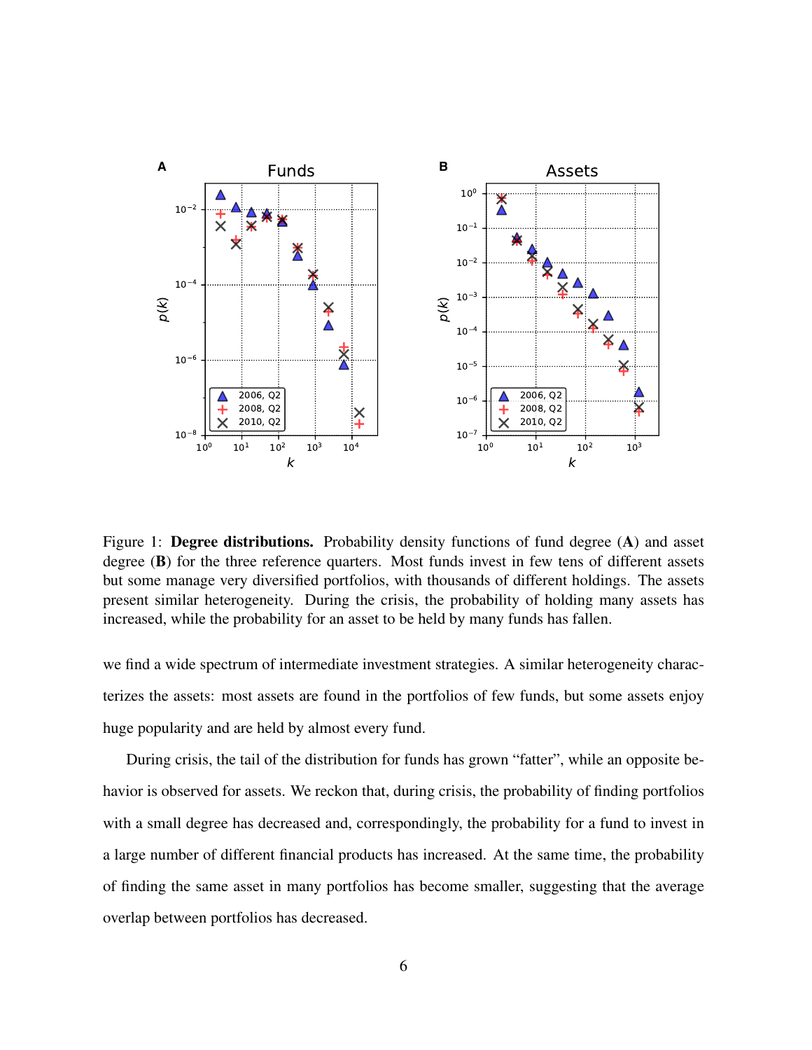Figure 1: **Degree distributions.** Probability density functions of fund degree (**A**) and asset degree (**B**) for the three reference quarters. Most funds invest in few tens of different assets but some manage very diversified portfolios, with thousands of different holdings. The assets present similar heterogeneity. During the crisis, the probability of holding many assets has increased, while the probability for an asset to be held by many funds has fallen.

we find a wide spectrum of intermediate investment strategies. A similar heterogeneity characterizes the assets: most assets are found in the portfolios of few funds, but some assets enjoy huge popularity and are held by almost every fund.

During crisis, the tail of the distribution for funds has grown "fatter", while an opposite behavior is observed for assets. We reckon that, during crisis, the probability of finding portfolios with a small degree has decreased and, correspondingly, the probability for a fund to invest in a large number of different financial products has increased. At the same time, the probability of finding the same asset in many portfolios has become smaller, suggesting that the average overlap between portfolios has decreased.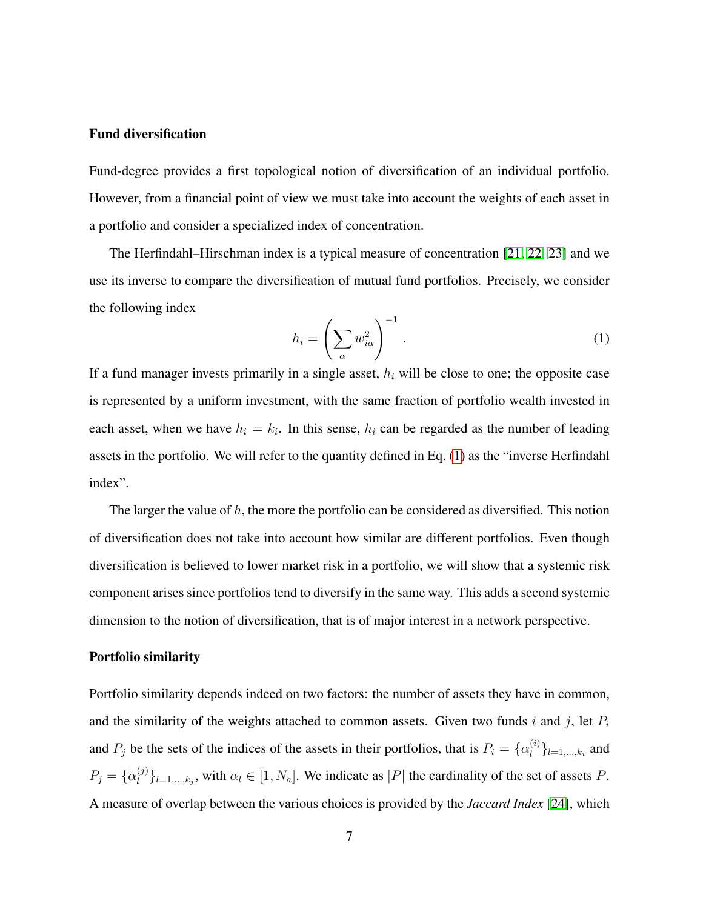### Fund diversification

Fund-degree provides a first topological notion of diversification of an individual portfolio. However, from a financial point of view we must take into account the weights of each asset in a portfolio and consider a specialized index of concentration.

The Herfindahl–Hirschman index is a typical measure of concentration [21, 22, 23] and we use its inverse to compare the diversification of mutual fund portfolios. Precisely, we consider the following index

$$h_i = \left( \sum_{\alpha} w_{i\alpha}^2 \right)^{-1} . \tag{1}$$

If a fund manager invests primarily in a single asset, $h_i$ will be close to one; the opposite case is represented by a uniform investment, with the same fraction of portfolio wealth invested in each asset, when we have $h_i = k_i$. In this sense, $h_i$ can be regarded as the number of leading assets in the portfolio. We will refer to the quantity defined in Eq. (1) as the "inverse Herfindahl index".

The larger the value of $h$, the more the portfolio can be considered as diversified. This notion of diversification does not take into account how similar are different portfolios. Even though diversification is believed to lower market risk in a portfolio, we will show that a systemic risk component arises since portfolios tend to diversify in the same way. This adds a second systemic dimension to the notion of diversification, that is of major interest in a network perspective.

### Portfolio similarity

Portfolio similarity depends indeed on two factors: the number of assets they have in common, and the similarity of the weights attached to common assets. Given two funds $i$ and $j$, let $P_i$ and $P_j$ be the sets of the indices of the assets in their portfolios, that is $P_i = \{\alpha_l^{(i)}\}_{l=1,\ldots,k_i}$ and $P_j = \{\alpha_l^{(j)}\}_{l=1,\ldots,k_j}$, with $\alpha_l \in [1, N_a]$. We indicate as $|P|$ the cardinality of the set of assets $P$. A measure of overlap between the various choices is provided by the *Jaccard Index* [24], which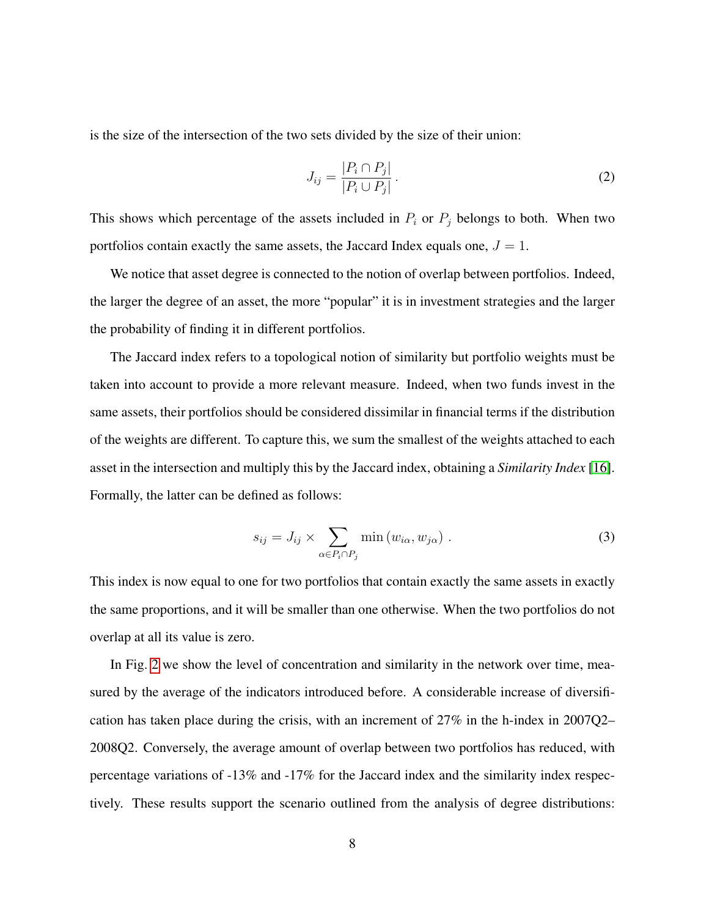is the size of the intersection of the two sets divided by the size of their union:

$$J_{ij} = \frac{|P_i \cap P_j|}{|P_i \cup P_j|}\,. \tag{2}$$

This shows which percentage of the assets included in $P_i$ or $P_j$ belongs to both. When two portfolios contain exactly the same assets, the Jaccard Index equals one, $J = 1$.

We notice that asset degree is connected to the notion of overlap between portfolios. Indeed, the larger the degree of an asset, the more "popular" it is in investment strategies and the larger the probability of finding it in different portfolios.

The Jaccard index refers to a topological notion of similarity but portfolio weights must be taken into account to provide a more relevant measure. Indeed, when two funds invest in the same assets, their portfolios should be considered dissimilar in financial terms if the distribution of the weights are different. To capture this, we sum the smallest of the weights attached to each asset in the intersection and multiply this by the Jaccard index, obtaining a *Similarity Index* [16]. Formally, the latter can be defined as follows:

$$s_{ij} = J_{ij} \times \sum_{\alpha \in P_i \cap P_j} \min\left(w_{i\alpha}, w_{j\alpha}\right)\,. \tag{3}$$

This index is now equal to one for two portfolios that contain exactly the same assets in exactly the same proportions, and it will be smaller than one otherwise. When the two portfolios do not overlap at all its value is zero.

In Fig. 2 we show the level of concentration and similarity in the network over time, measured by the average of the indicators introduced before. A considerable increase of diversification has taken place during the crisis, with an increment of 27% in the h-index in 2007Q2–2008Q2. Conversely, the average amount of overlap between two portfolios has reduced, with percentage variations of -13% and -17% for the Jaccard index and the similarity index respectively. These results support the scenario outlined from the analysis of degree distributions: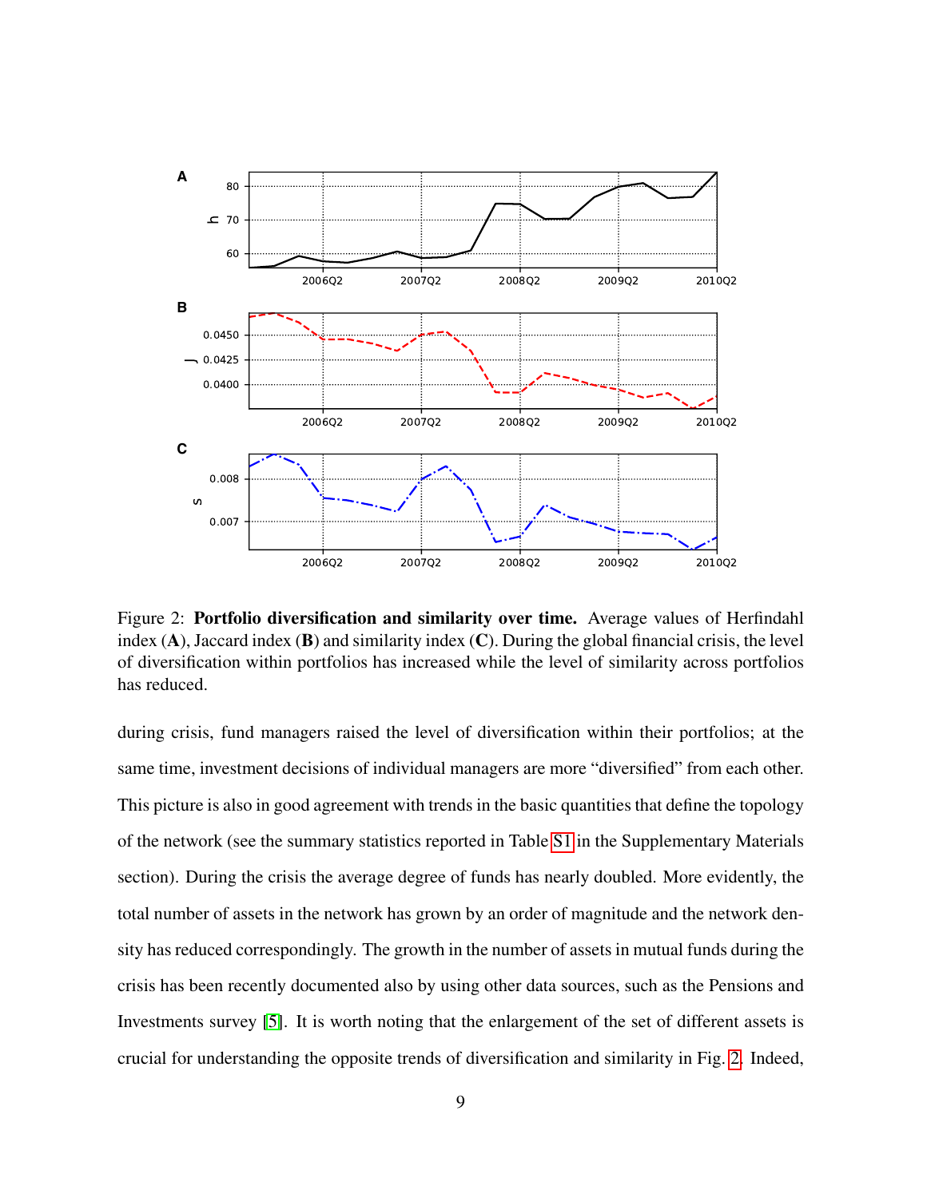Figure 2: **Portfolio diversification and similarity over time.** Average values of Herfindahl index (**A**), Jaccard index (**B**) and similarity index (**C**). During the global financial crisis, the level of diversification within portfolios has increased while the level of similarity across portfolios has reduced.

during crisis, fund managers raised the level of diversification within their portfolios; at the same time, investment decisions of individual managers are more "diversified" from each other. This picture is also in good agreement with trends in the basic quantities that define the topology of the network (see the summary statistics reported in Table S1 in the Supplementary Materials section). During the crisis the average degree of funds has nearly doubled. More evidently, the total number of assets in the network has grown by an order of magnitude and the network density has reduced correspondingly. The growth in the number of assets in mutual funds during the crisis has been recently documented also by using other data sources, such as the Pensions and Investments survey [5]. It is worth noting that the enlargement of the set of different assets is crucial for understanding the opposite trends of diversification and similarity in Fig. 2. Indeed,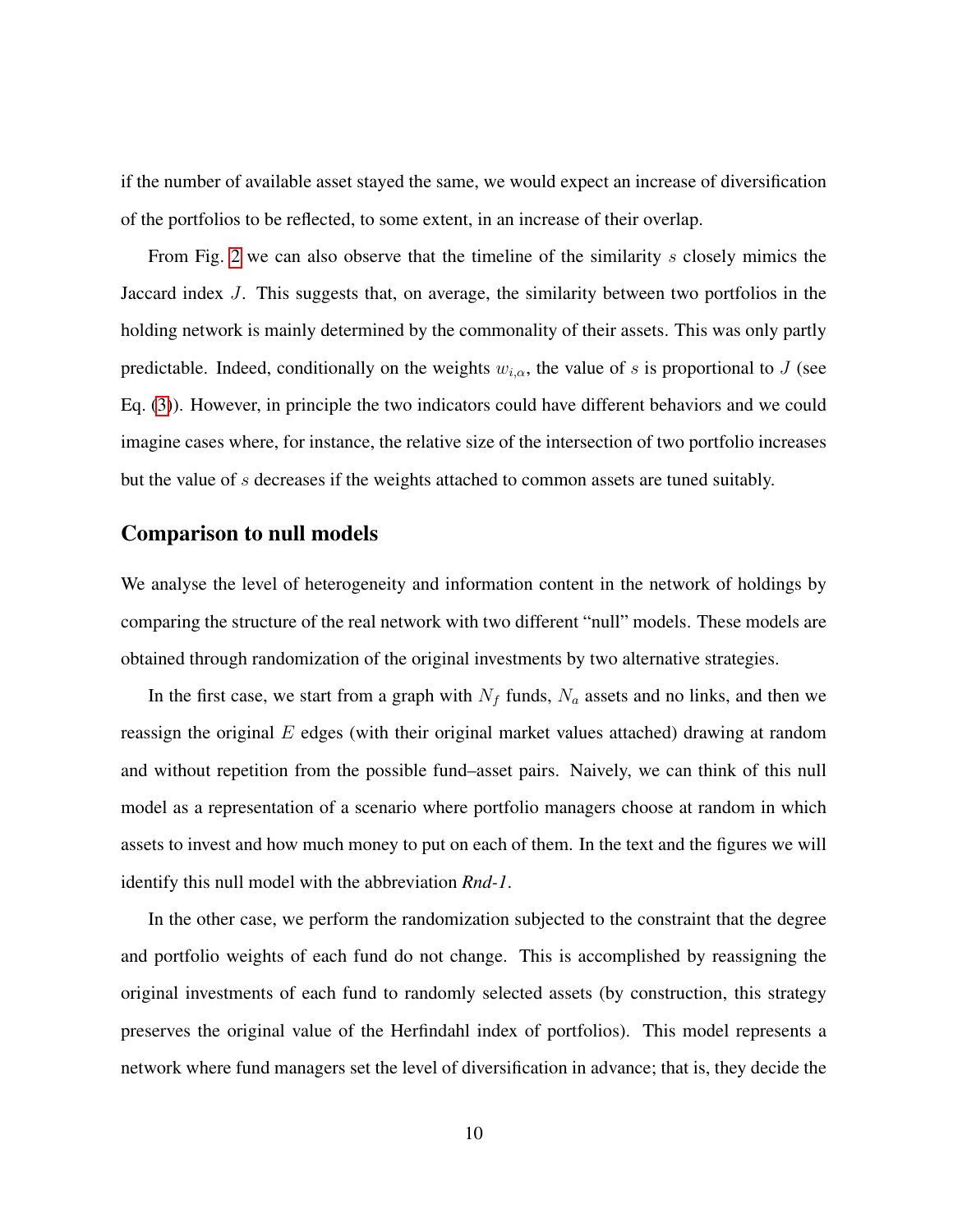if the number of available asset stayed the same, we would expect an increase of diversification of the portfolios to be reflected, to some extent, in an increase of their overlap.

From Fig. 2 we can also observe that the timeline of the similarity $s$ closely mimics the Jaccard index $J$. This suggests that, on average, the similarity between two portfolios in the holding network is mainly determined by the commonality of their assets. This was only partly predictable. Indeed, conditionally on the weights $w_{i,\alpha}$, the value of $s$ is proportional to $J$ (see Eq. (3)). However, in principle the two indicators could have different behaviors and we could imagine cases where, for instance, the relative size of the intersection of two portfolio increases but the value of $s$ decreases if the weights attached to common assets are tuned suitably.

## Comparison to null models

We analyse the level of heterogeneity and information content in the network of holdings by comparing the structure of the real network with two different "null" models. These models are obtained through randomization of the original investments by two alternative strategies.

In the first case, we start from a graph with $N_f$ funds, $N_a$ assets and no links, and then we reassign the original $E$ edges (with their original market values attached) drawing at random and without repetition from the possible fund–asset pairs. Naively, we can think of this null model as a representation of a scenario where portfolio managers choose at random in which assets to invest and how much money to put on each of them. In the text and the figures we will identify this null model with the abbreviation *Rnd-1*.

In the other case, we perform the randomization subjected to the constraint that the degree and portfolio weights of each fund do not change. This is accomplished by reassigning the original investments of each fund to randomly selected assets (by construction, this strategy preserves the original value of the Herfindahl index of portfolios). This model represents a network where fund managers set the level of diversification in advance; that is, they decide the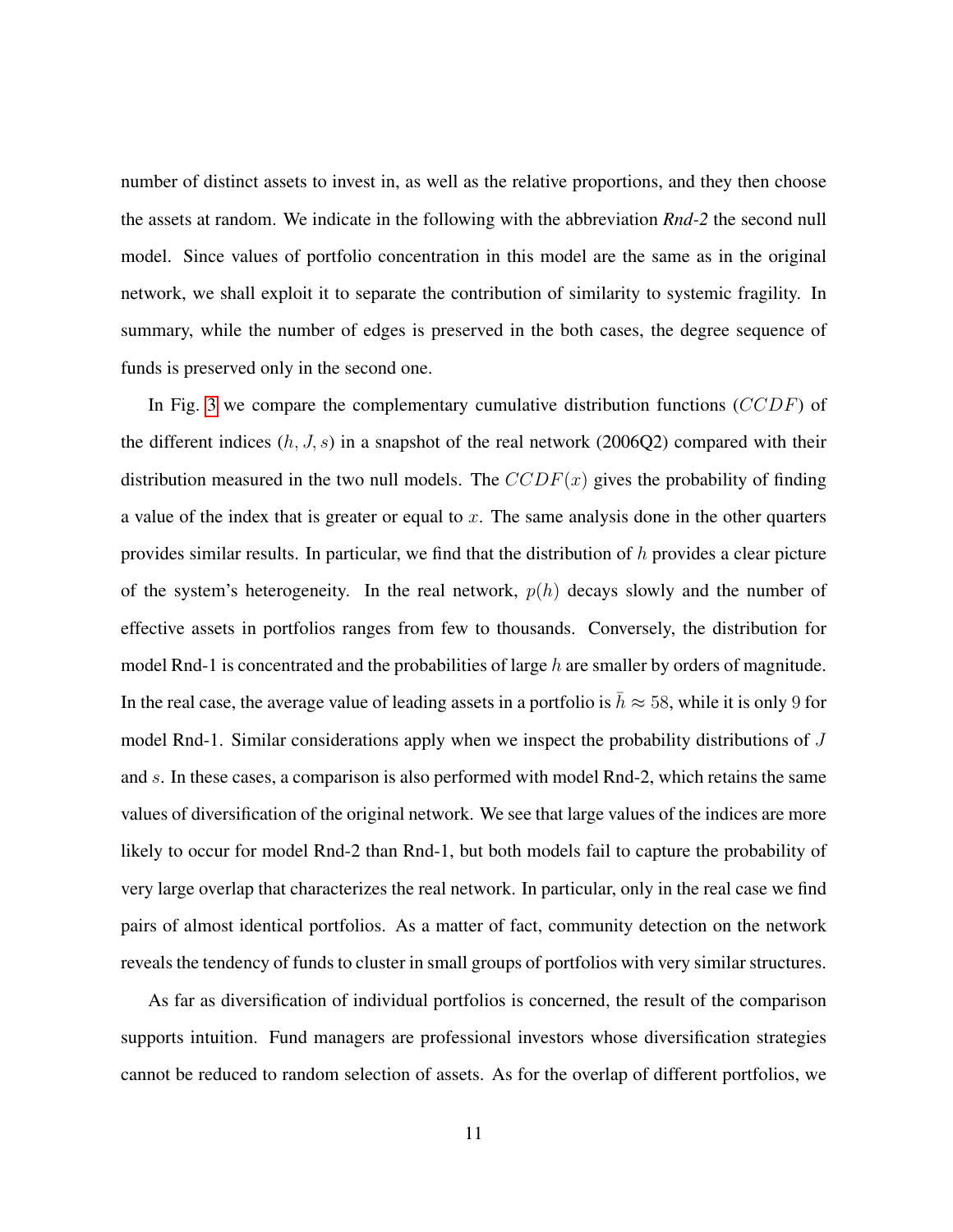number of distinct assets to invest in, as well as the relative proportions, and they then choose the assets at random. We indicate in the following with the abbreviation ***Rnd-2*** the second null model. Since values of portfolio concentration in this model are the same as in the original network, we shall exploit it to separate the contribution of similarity to systemic fragility. In summary, while the number of edges is preserved in the both cases, the degree sequence of funds is preserved only in the second one.

In Fig. 3 we compare the complementary cumulative distribution functions ($CCDF$) of the different indices ($h$, $J$, $s$) in a snapshot of the real network (2006Q2) compared with their distribution measured in the two null models. The $CCDF(x)$ gives the probability of finding a value of the index that is greater or equal to $x$. The same analysis done in the other quarters provides similar results. In particular, we find that the distribution of $h$ provides a clear picture of the system's heterogeneity. In the real network, $p(h)$ decays slowly and the number of effective assets in portfolios ranges from few to thousands. Conversely, the distribution for model Rnd-1 is concentrated and the probabilities of large $h$ are smaller by orders of magnitude. In the real case, the average value of leading assets in a portfolio is $\bar{h} \approx 58$, while it is only 9 for model Rnd-1. Similar considerations apply when we inspect the probability distributions of $J$ and $s$. In these cases, a comparison is also performed with model Rnd-2, which retains the same values of diversification of the original network. We see that large values of the indices are more likely to occur for model Rnd-2 than Rnd-1, but both models fail to capture the probability of very large overlap that characterizes the real network. In particular, only in the real case we find pairs of almost identical portfolios. As a matter of fact, community detection on the network reveals the tendency of funds to cluster in small groups of portfolios with very similar structures.

As far as diversification of individual portfolios is concerned, the result of the comparison supports intuition. Fund managers are professional investors whose diversification strategies cannot be reduced to random selection of assets. As for the overlap of different portfolios, we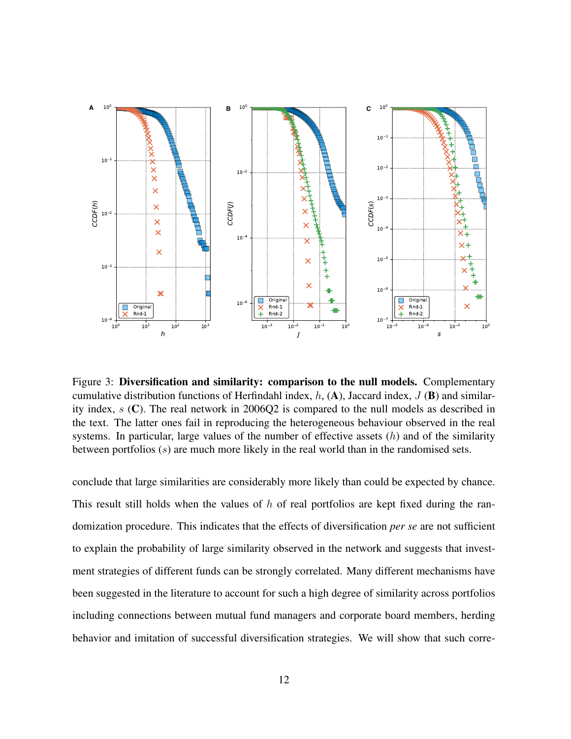Figure 3: **Diversification and similarity: comparison to the null models.** Complementary cumulative distribution functions of Herfindahl index, $h$, (**A**), Jaccard index, $J$ (**B**) and similarity index, $s$ (**C**). The real network in 2006Q2 is compared to the null models as described in the text. The latter ones fail in reproducing the heterogeneous behaviour observed in the real systems. In particular, large values of the number of effective assets ($h$) and of the similarity between portfolios ($s$) are much more likely in the real world than in the randomised sets.

conclude that large similarities are considerably more likely than could be expected by chance. This result still holds when the values of $h$ of real portfolios are kept fixed during the randomization procedure. This indicates that the effects of diversification *per se* are not sufficient to explain the probability of large similarity observed in the network and suggests that investment strategies of different funds can be strongly correlated. Many different mechanisms have been suggested in the literature to account for such a high degree of similarity across portfolios including connections between mutual fund managers and corporate board members, herding behavior and imitation of successful diversification strategies. We will show that such corre-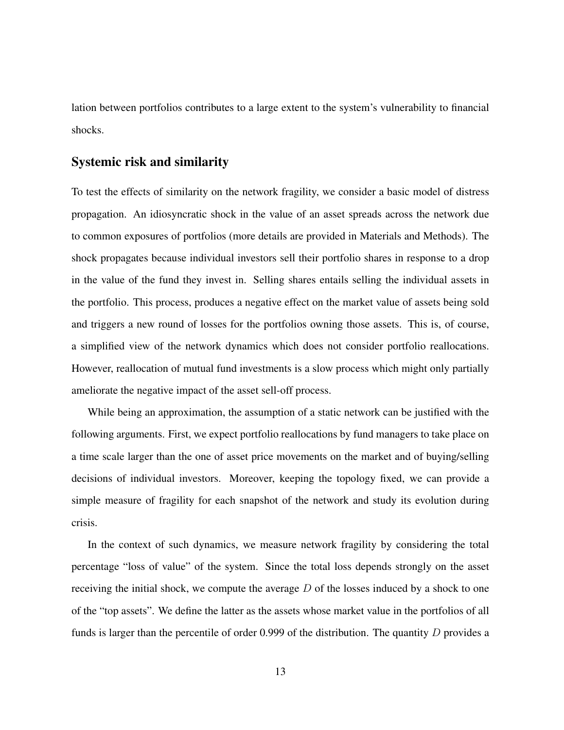lation between portfolios contributes to a large extent to the system's vulnerability to financial shocks.

## Systemic risk and similarity

To test the effects of similarity on the network fragility, we consider a basic model of distress propagation. An idiosyncratic shock in the value of an asset spreads across the network due to common exposures of portfolios (more details are provided in Materials and Methods). The shock propagates because individual investors sell their portfolio shares in response to a drop in the value of the fund they invest in. Selling shares entails selling the individual assets in the portfolio. This process, produces a negative effect on the market value of assets being sold and triggers a new round of losses for the portfolios owning those assets. This is, of course, a simplified view of the network dynamics which does not consider portfolio reallocations. However, reallocation of mutual fund investments is a slow process which might only partially ameliorate the negative impact of the asset sell-off process.

While being an approximation, the assumption of a static network can be justified with the following arguments. First, we expect portfolio reallocations by fund managers to take place on a time scale larger than the one of asset price movements on the market and of buying/selling decisions of individual investors. Moreover, keeping the topology fixed, we can provide a simple measure of fragility for each snapshot of the network and study its evolution during crisis.

In the context of such dynamics, we measure network fragility by considering the total percentage "loss of value" of the system. Since the total loss depends strongly on the asset receiving the initial shock, we compute the average $D$ of the losses induced by a shock to one of the "top assets". We define the latter as the assets whose market value in the portfolios of all funds is larger than the percentile of order 0.999 of the distribution. The quantity $D$ provides a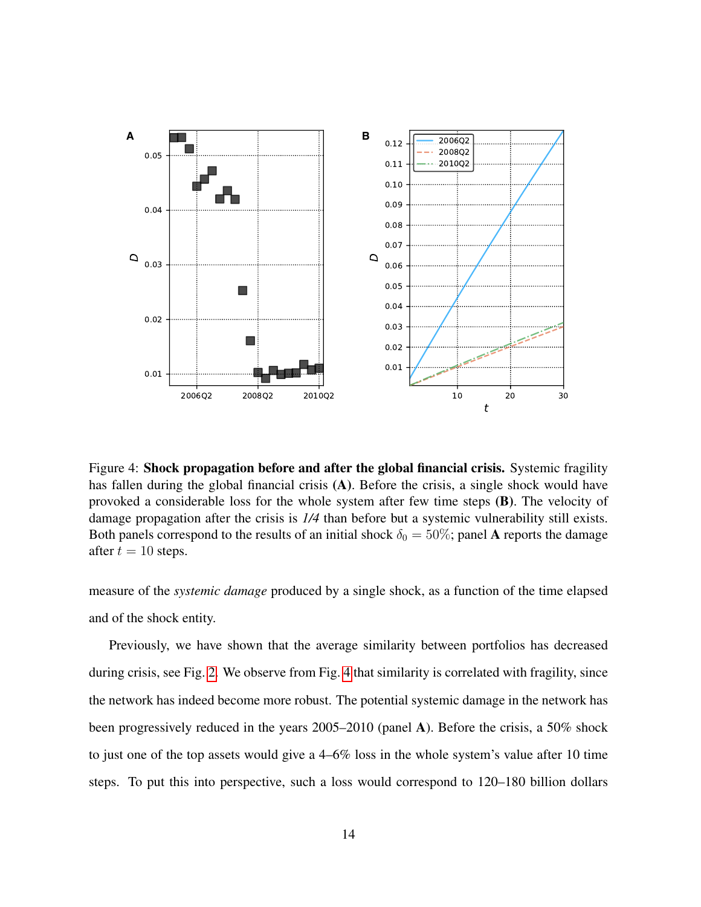Figure 4: **Shock propagation before and after the global financial crisis.** Systemic fragility has fallen during the global financial crisis **(A)**. Before the crisis, a single shock would have provoked a considerable loss for the whole system after few time steps **(B)**. The velocity of damage propagation after the crisis is *1/4* than before but a systemic vulnerability still exists. Both panels correspond to the results of an initial shock $\delta_0 = 50\%$; panel **A** reports the damage after $t = 10$ steps.

measure of the *systemic damage* produced by a single shock, as a function of the time elapsed and of the shock entity.

Previously, we have shown that the average similarity between portfolios has decreased during crisis, see Fig. 2. We observe from Fig. 4 that similarity is correlated with fragility, since the network has indeed become more robust. The potential systemic damage in the network has been progressively reduced in the years 2005–2010 (panel **A**). Before the crisis, a 50% shock to just one of the top assets would give a 4–6% loss in the whole system's value after 10 time steps. To put this into perspective, such a loss would correspond to 120–180 billion dollars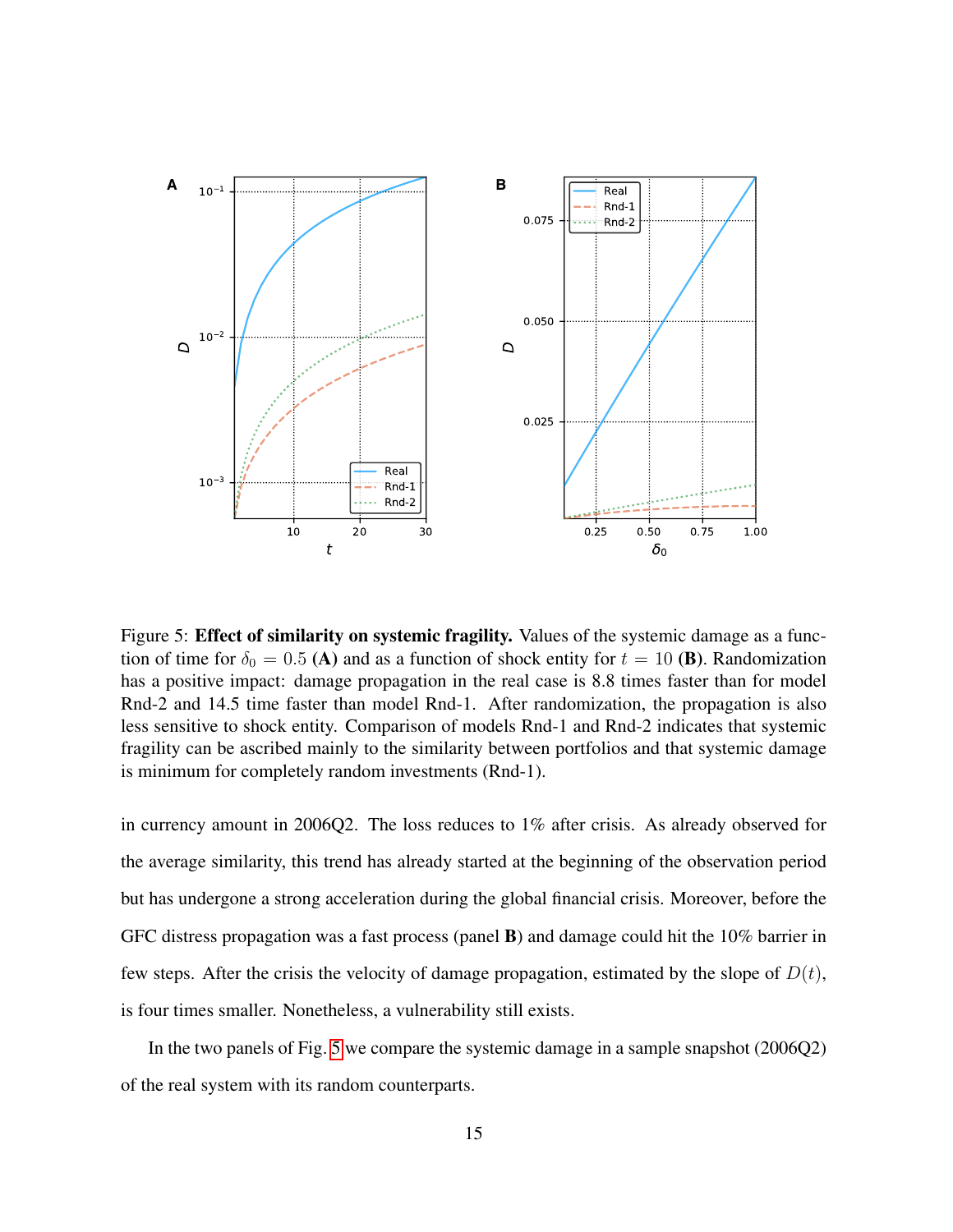Figure 5: **Effect of similarity on systemic fragility.** Values of the systemic damage as a function of time for $\delta_0 = 0.5$ **(A)** and as a function of shock entity for $t = 10$ **(B)**. Randomization has a positive impact: damage propagation in the real case is 8.8 times faster than for model Rnd-2 and 14.5 time faster than model Rnd-1. After randomization, the propagation is also less sensitive to shock entity. Comparison of models Rnd-1 and Rnd-2 indicates that systemic fragility can be ascribed mainly to the similarity between portfolios and that systemic damage is minimum for completely random investments (Rnd-1).

in currency amount in 2006Q2. The loss reduces to 1% after crisis. As already observed for the average similarity, this trend has already started at the beginning of the observation period but has undergone a strong acceleration during the global financial crisis. Moreover, before the GFC distress propagation was a fast process (panel **B**) and damage could hit the 10% barrier in few steps. After the crisis the velocity of damage propagation, estimated by the slope of $D(t)$, is four times smaller. Nonetheless, a vulnerability still exists.

In the two panels of Fig. 5 we compare the systemic damage in a sample snapshot (2006Q2) of the real system with its random counterparts.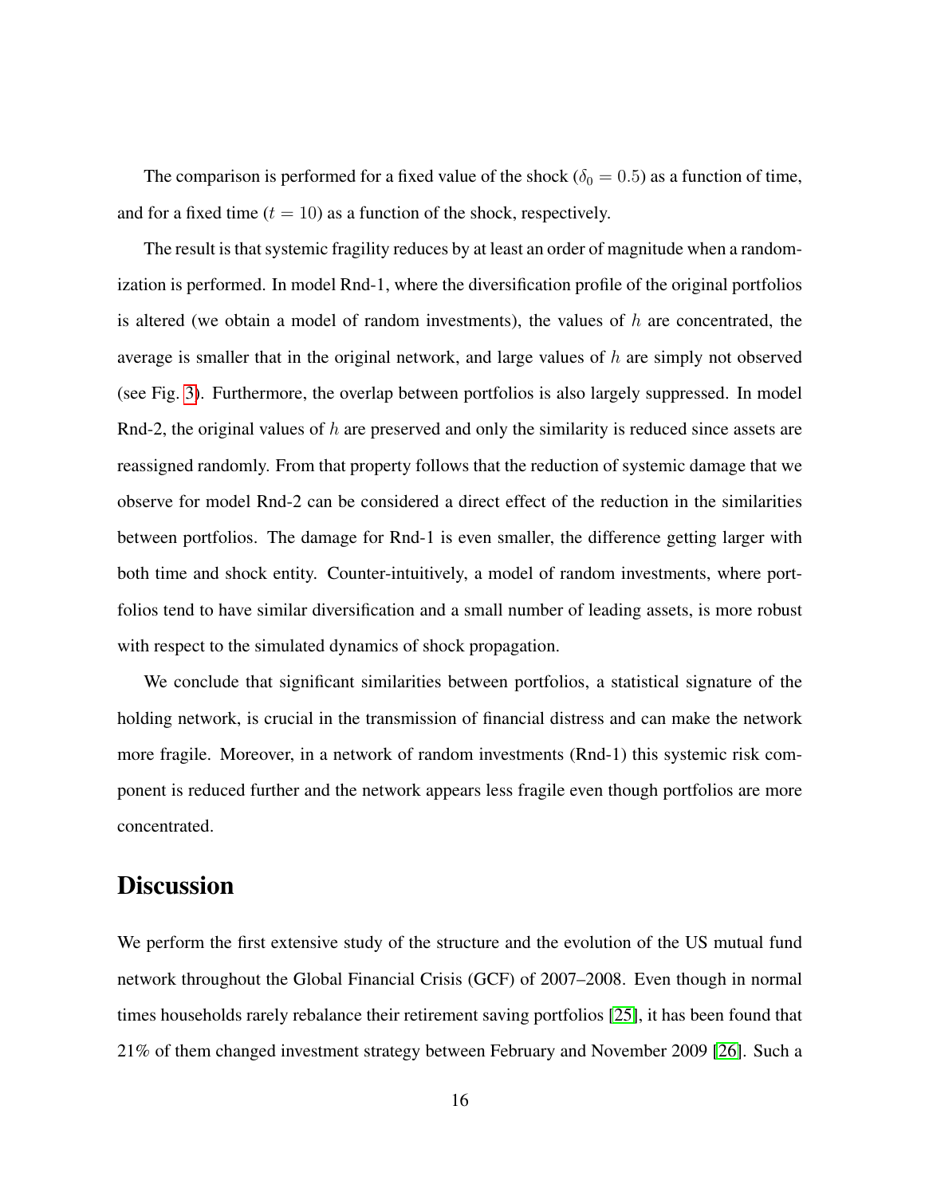The comparison is performed for a fixed value of the shock ($\delta_0 = 0.5$) as a function of time, and for a fixed time ($t = 10$) as a function of the shock, respectively.

The result is that systemic fragility reduces by at least an order of magnitude when a randomization is performed. In model Rnd-1, where the diversification profile of the original portfolios is altered (we obtain a model of random investments), the values of $h$ are concentrated, the average is smaller that in the original network, and large values of $h$ are simply not observed (see Fig. 3). Furthermore, the overlap between portfolios is also largely suppressed. In model Rnd-2, the original values of $h$ are preserved and only the similarity is reduced since assets are reassigned randomly. From that property follows that the reduction of systemic damage that we observe for model Rnd-2 can be considered a direct effect of the reduction in the similarities between portfolios. The damage for Rnd-1 is even smaller, the difference getting larger with both time and shock entity. Counter-intuitively, a model of random investments, where portfolios tend to have similar diversification and a small number of leading assets, is more robust with respect to the simulated dynamics of shock propagation.

We conclude that significant similarities between portfolios, a statistical signature of the holding network, is crucial in the transmission of financial distress and can make the network more fragile. Moreover, in a network of random investments (Rnd-1) this systemic risk component is reduced further and the network appears less fragile even though portfolios are more concentrated.

## Discussion

We perform the first extensive study of the structure and the evolution of the US mutual fund network throughout the Global Financial Crisis (GCF) of 2007–2008. Even though in normal times households rarely rebalance their retirement saving portfolios [25], it has been found that 21% of them changed investment strategy between February and November 2009 [26]. Such a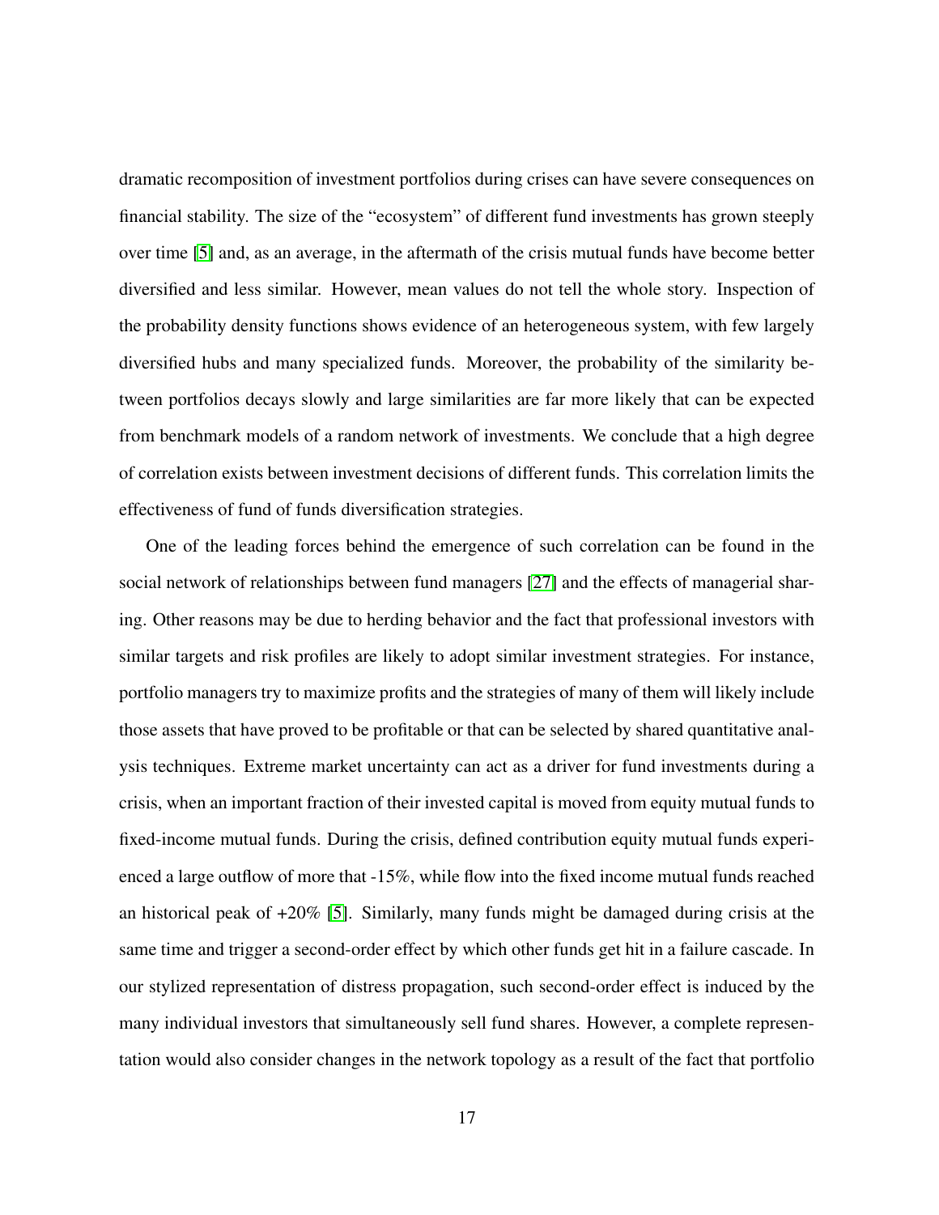dramatic recomposition of investment portfolios during crises can have severe consequences on financial stability. The size of the "ecosystem" of different fund investments has grown steeply over time [5] and, as an average, in the aftermath of the crisis mutual funds have become better diversified and less similar. However, mean values do not tell the whole story. Inspection of the probability density functions shows evidence of an heterogeneous system, with few largely diversified hubs and many specialized funds. Moreover, the probability of the similarity between portfolios decays slowly and large similarities are far more likely that can be expected from benchmark models of a random network of investments. We conclude that a high degree of correlation exists between investment decisions of different funds. This correlation limits the effectiveness of fund of funds diversification strategies.

One of the leading forces behind the emergence of such correlation can be found in the social network of relationships between fund managers [27] and the effects of managerial sharing. Other reasons may be due to herding behavior and the fact that professional investors with similar targets and risk profiles are likely to adopt similar investment strategies. For instance, portfolio managers try to maximize profits and the strategies of many of them will likely include those assets that have proved to be profitable or that can be selected by shared quantitative analysis techniques. Extreme market uncertainty can act as a driver for fund investments during a crisis, when an important fraction of their invested capital is moved from equity mutual funds to fixed-income mutual funds. During the crisis, defined contribution equity mutual funds experienced a large outflow of more that -15%, while flow into the fixed income mutual funds reached an historical peak of +20% [5]. Similarly, many funds might be damaged during crisis at the same time and trigger a second-order effect by which other funds get hit in a failure cascade. In our stylized representation of distress propagation, such second-order effect is induced by the many individual investors that simultaneously sell fund shares. However, a complete representation would also consider changes in the network topology as a result of the fact that portfolio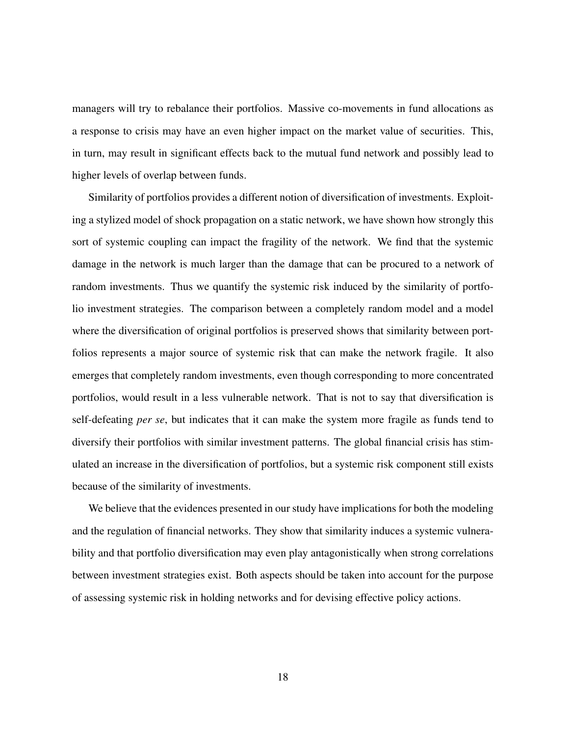managers will try to rebalance their portfolios. Massive co-movements in fund allocations as a response to crisis may have an even higher impact on the market value of securities. This, in turn, may result in significant effects back to the mutual fund network and possibly lead to higher levels of overlap between funds.

Similarity of portfolios provides a different notion of diversification of investments. Exploiting a stylized model of shock propagation on a static network, we have shown how strongly this sort of systemic coupling can impact the fragility of the network. We find that the systemic damage in the network is much larger than the damage that can be procured to a network of random investments. Thus we quantify the systemic risk induced by the similarity of portfolio investment strategies. The comparison between a completely random model and a model where the diversification of original portfolios is preserved shows that similarity between portfolios represents a major source of systemic risk that can make the network fragile. It also emerges that completely random investments, even though corresponding to more concentrated portfolios, would result in a less vulnerable network. That is not to say that diversification is self-defeating *per se*, but indicates that it can make the system more fragile as funds tend to diversify their portfolios with similar investment patterns. The global financial crisis has stimulated an increase in the diversification of portfolios, but a systemic risk component still exists because of the similarity of investments.

We believe that the evidences presented in our study have implications for both the modeling and the regulation of financial networks. They show that similarity induces a systemic vulnerability and that portfolio diversification may even play antagonistically when strong correlations between investment strategies exist. Both aspects should be taken into account for the purpose of assessing systemic risk in holding networks and for devising effective policy actions.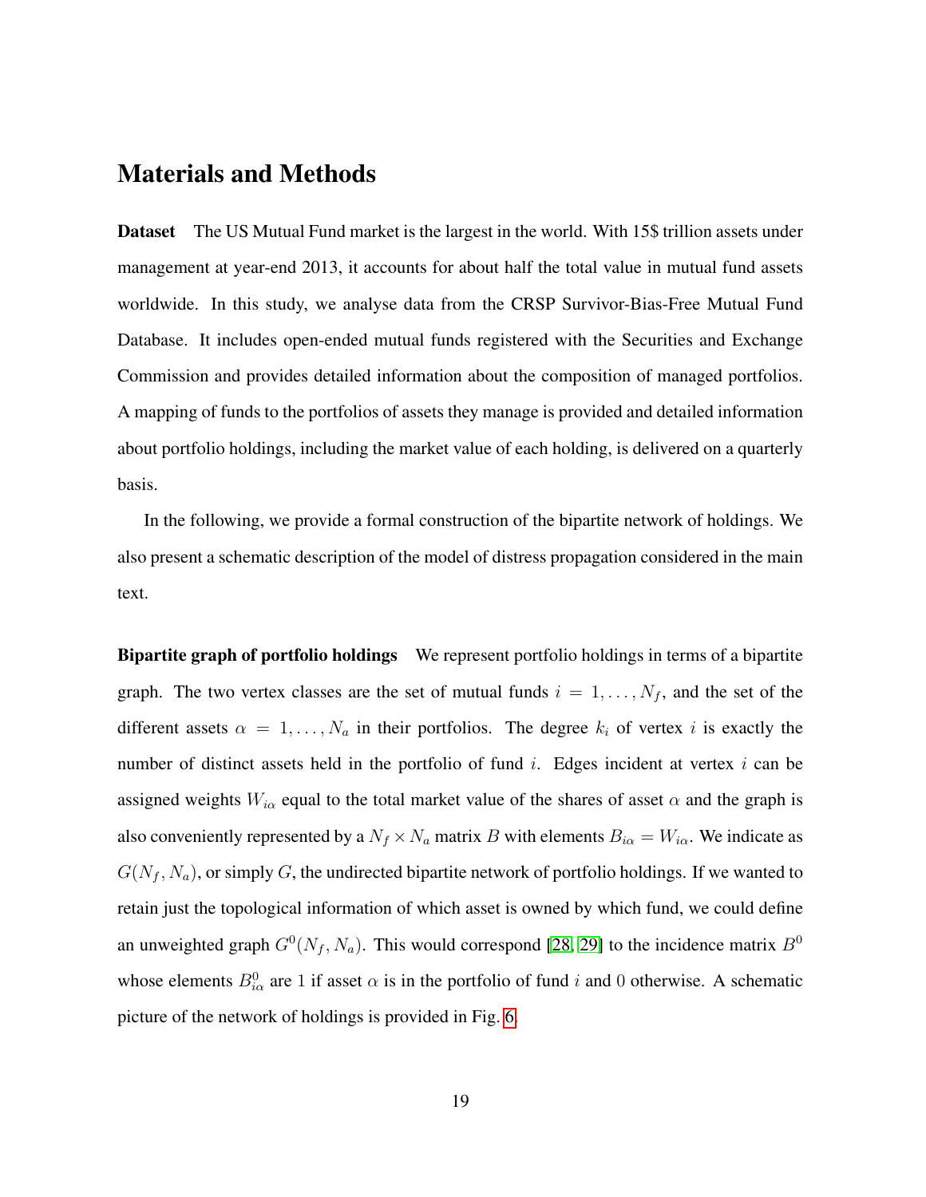# Materials and Methods

**Dataset** The US Mutual Fund market is the largest in the world. With 15$ trillion assets under management at year-end 2013, it accounts for about half the total value in mutual fund assets worldwide. In this study, we analyse data from the CRSP Survivor-Bias-Free Mutual Fund Database. It includes open-ended mutual funds registered with the Securities and Exchange Commission and provides detailed information about the composition of managed portfolios. A mapping of funds to the portfolios of assets they manage is provided and detailed information about portfolio holdings, including the market value of each holding, is delivered on a quarterly basis.

In the following, we provide a formal construction of the bipartite network of holdings. We also present a schematic description of the model of distress propagation considered in the main text.

**Bipartite graph of portfolio holdings** We represent portfolio holdings in terms of a bipartite graph. The two vertex classes are the set of mutual funds $i = 1, \ldots, N_f$, and the set of the different assets $\alpha = 1, \ldots, N_a$ in their portfolios. The degree $k_i$ of vertex $i$ is exactly the number of distinct assets held in the portfolio of fund $i$. Edges incident at vertex $i$ can be assigned weights $W_{i\alpha}$ equal to the total market value of the shares of asset $\alpha$ and the graph is also conveniently represented by a $N_f \times N_a$ matrix $B$ with elements $B_{i\alpha} = W_{i\alpha}$. We indicate as $G(N_f, N_a)$, or simply $G$, the undirected bipartite network of portfolio holdings. If we wanted to retain just the topological information of which asset is owned by which fund, we could define an unweighted graph $G^0(N_f, N_a)$. This would correspond [28, 29] to the incidence matrix $B^0$ whose elements $B^0_{i\alpha}$ are 1 if asset $\alpha$ is in the portfolio of fund $i$ and 0 otherwise. A schematic picture of the network of holdings is provided in Fig. 6.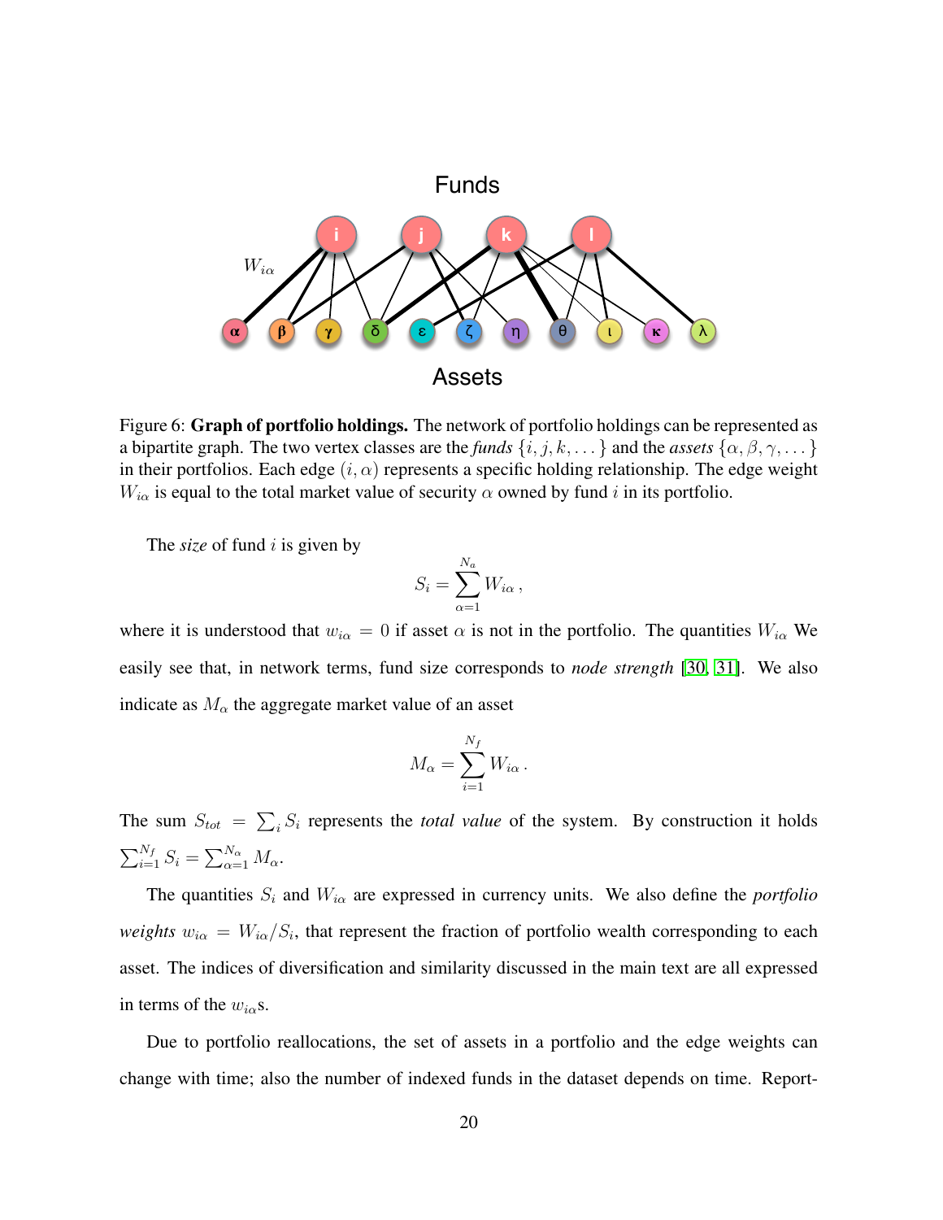Figure 6: **Graph of portfolio holdings.** The network of portfolio holdings can be represented as a bipartite graph. The two vertex classes are the *funds* $\{i, j, k, \dots\}$ and the *assets* $\{\alpha, \beta, \gamma, \dots\}$ in their portfolios. Each edge $(i, \alpha)$ represents a specific holding relationship. The edge weight $W_{i\alpha}$ is equal to the total market value of security $\alpha$ owned by fund $i$ in its portfolio.

The *size* of fund $i$ is given by

$$S_i = \sum_{\alpha=1}^{N_a} W_{i\alpha} \,,$$

where it is understood that $w_{i\alpha} = 0$ if asset $\alpha$ is not in the portfolio. The quantities $W_{i\alpha}$ We easily see that, in network terms, fund size corresponds to *node strength* [30, 31]. We also indicate as $M_\alpha$ the aggregate market value of an asset

$$M_\alpha = \sum_{i=1}^{N_f} W_{i\alpha} \,.$$

The sum $S_{tot} = \sum_i S_i$ represents the *total value* of the system. By construction it holds $\sum_{i=1}^{N_f} S_i = \sum_{\alpha=1}^{N_\alpha} M_\alpha$.

The quantities $S_i$ and $W_{i\alpha}$ are expressed in currency units. We also define the *portfolio weights* $w_{i\alpha} = W_{i\alpha}/S_i$, that represent the fraction of portfolio wealth corresponding to each asset. The indices of diversification and similarity discussed in the main text are all expressed in terms of the $w_{i\alpha}$s.

Due to portfolio reallocations, the set of assets in a portfolio and the edge weights can change with time; also the number of indexed funds in the dataset depends on time. Report-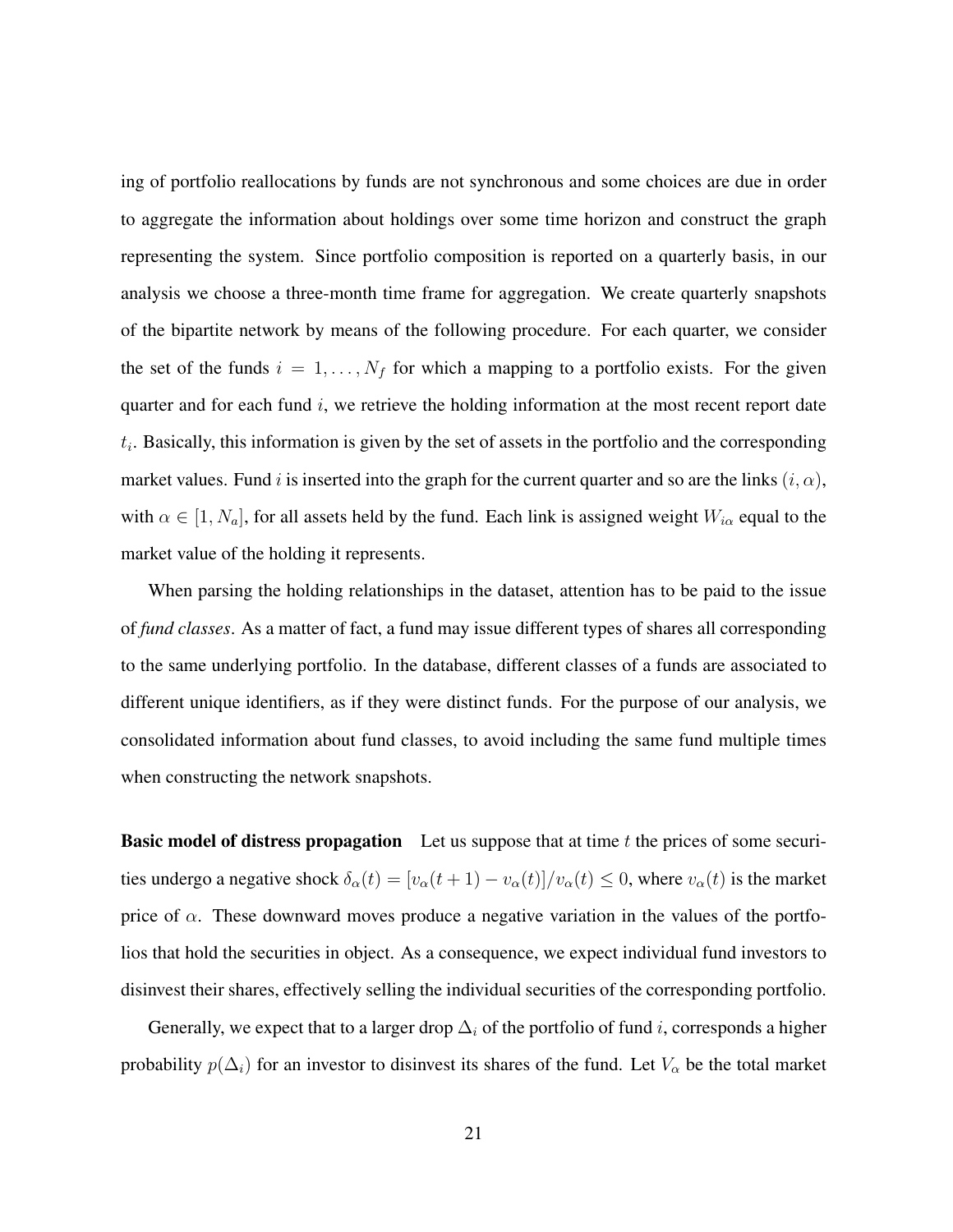ing of portfolio reallocations by funds are not synchronous and some choices are due in order to aggregate the information about holdings over some time horizon and construct the graph representing the system. Since portfolio composition is reported on a quarterly basis, in our analysis we choose a three-month time frame for aggregation. We create quarterly snapshots of the bipartite network by means of the following procedure. For each quarter, we consider the set of the funds $i = 1, \ldots, N_f$ for which a mapping to a portfolio exists. For the given quarter and for each fund $i$, we retrieve the holding information at the most recent report date $t_i$. Basically, this information is given by the set of assets in the portfolio and the corresponding market values. Fund $i$ is inserted into the graph for the current quarter and so are the links $(i, \alpha)$, with $\alpha \in [1, N_a]$, for all assets held by the fund. Each link is assigned weight $W_{i\alpha}$ equal to the market value of the holding it represents.

When parsing the holding relationships in the dataset, attention has to be paid to the issue of *fund classes*. As a matter of fact, a fund may issue different types of shares all corresponding to the same underlying portfolio. In the database, different classes of a funds are associated to different unique identifiers, as if they were distinct funds. For the purpose of our analysis, we consolidated information about fund classes, to avoid including the same fund multiple times when constructing the network snapshots.

**Basic model of distress propagation** Let us suppose that at time $t$ the prices of some securities undergo a negative shock $\delta_\alpha(t) = [v_\alpha(t+1) - v_\alpha(t)]/v_\alpha(t) \leq 0$, where $v_\alpha(t)$ is the market price of $\alpha$. These downward moves produce a negative variation in the values of the portfolios that hold the securities in object. As a consequence, we expect individual fund investors to disinvest their shares, effectively selling the individual securities of the corresponding portfolio.

Generally, we expect that to a larger drop $\Delta_i$ of the portfolio of fund $i$, corresponds a higher probability $p(\Delta_i)$ for an investor to disinvest its shares of the fund. Let $V_\alpha$ be the total market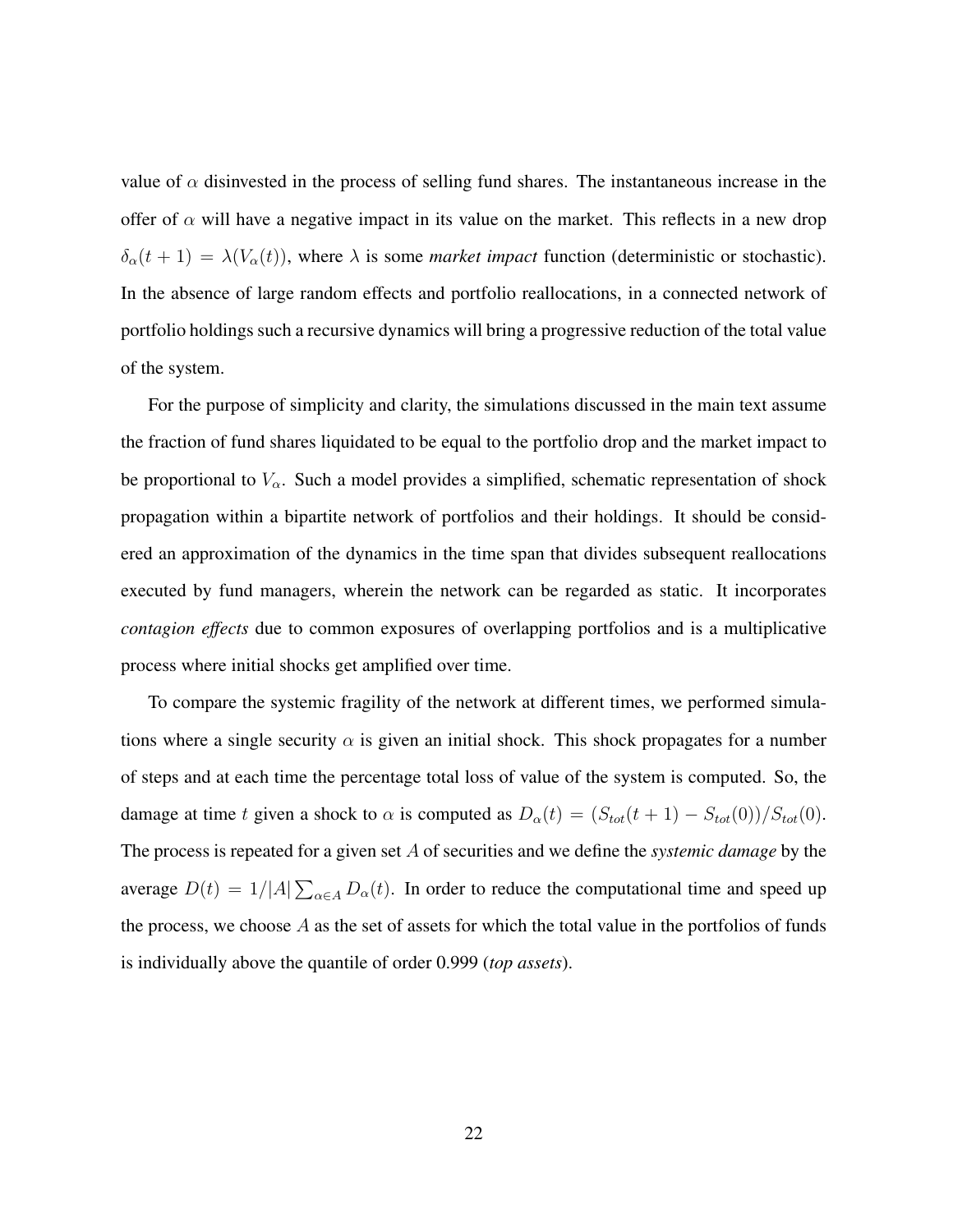value of $\alpha$ disinvested in the process of selling fund shares. The instantaneous increase in the offer of $\alpha$ will have a negative impact in its value on the market. This reflects in a new drop $\delta_\alpha(t+1) = \lambda(V_\alpha(t))$, where $\lambda$ is some *market impact* function (deterministic or stochastic). In the absence of large random effects and portfolio reallocations, in a connected network of portfolio holdings such a recursive dynamics will bring a progressive reduction of the total value of the system.

For the purpose of simplicity and clarity, the simulations discussed in the main text assume the fraction of fund shares liquidated to be equal to the portfolio drop and the market impact to be proportional to $V_\alpha$. Such a model provides a simplified, schematic representation of shock propagation within a bipartite network of portfolios and their holdings. It should be considered an approximation of the dynamics in the time span that divides subsequent reallocations executed by fund managers, wherein the network can be regarded as static. It incorporates *contagion effects* due to common exposures of overlapping portfolios and is a multiplicative process where initial shocks get amplified over time.

To compare the systemic fragility of the network at different times, we performed simulations where a single security $\alpha$ is given an initial shock. This shock propagates for a number of steps and at each time the percentage total loss of value of the system is computed. So, the damage at time $t$ given a shock to $\alpha$ is computed as $D_\alpha(t) = (S_{tot}(t+1) - S_{tot}(0))/S_{tot}(0)$. The process is repeated for a given set $A$ of securities and we define the *systemic damage* by the average $D(t) = 1/|A| \sum_{\alpha \in A} D_\alpha(t)$. In order to reduce the computational time and speed up the process, we choose $A$ as the set of assets for which the total value in the portfolios of funds is individually above the quantile of order 0.999 (*top assets*).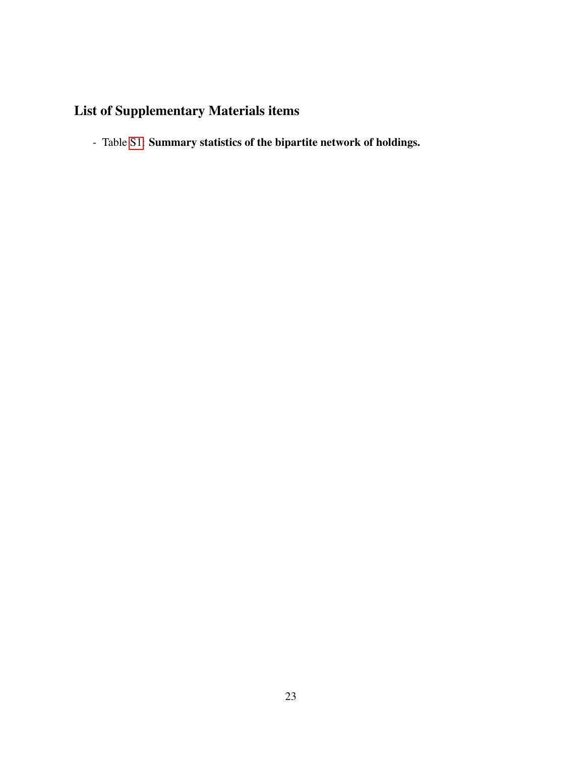## List of Supplementary Materials items

- Table S1: **Summary statistics of the bipartite network of holdings.**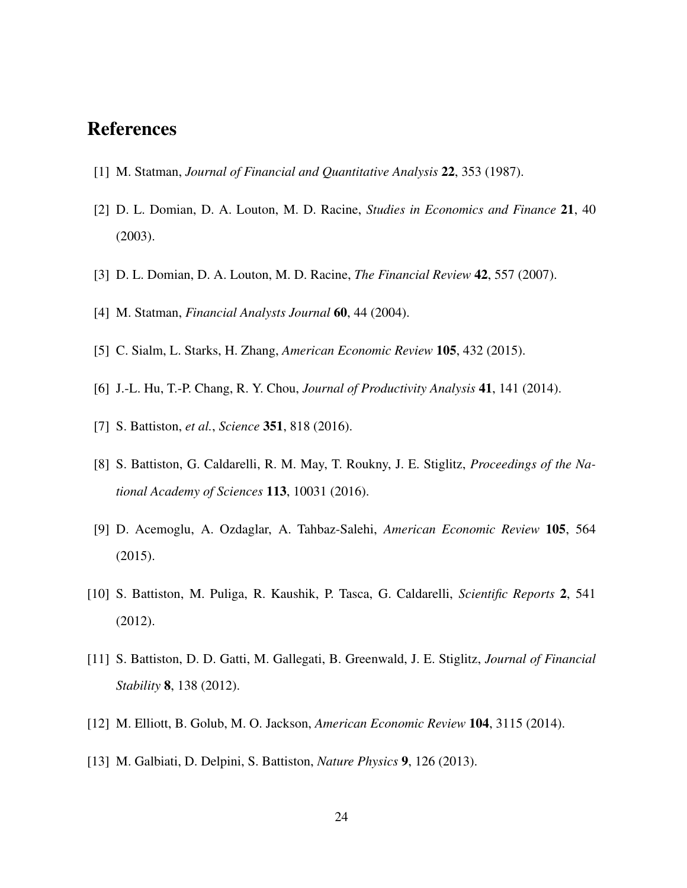# References

[1] M. Statman, *Journal of Financial and Quantitative Analysis* **22**, 353 (1987).

[2] D. L. Domian, D. A. Louton, M. D. Racine, *Studies in Economics and Finance* **21**, 40 (2003).

[3] D. L. Domian, D. A. Louton, M. D. Racine, *The Financial Review* **42**, 557 (2007).

[4] M. Statman, *Financial Analysts Journal* **60**, 44 (2004).

[5] C. Sialm, L. Starks, H. Zhang, *American Economic Review* **105**, 432 (2015).

[6] J.-L. Hu, T.-P. Chang, R. Y. Chou, *Journal of Productivity Analysis* **41**, 141 (2014).

[7] S. Battiston, *et al.*, *Science* **351**, 818 (2016).

[8] S. Battiston, G. Caldarelli, R. M. May, T. Roukny, J. E. Stiglitz, *Proceedings of the National Academy of Sciences* **113**, 10031 (2016).

[9] D. Acemoglu, A. Ozdaglar, A. Tahbaz-Salehi, *American Economic Review* **105**, 564 (2015).

[10] S. Battiston, M. Puliga, R. Kaushik, P. Tasca, G. Caldarelli, *Scientific Reports* **2**, 541 (2012).

[11] S. Battiston, D. D. Gatti, M. Gallegati, B. Greenwald, J. E. Stiglitz, *Journal of Financial Stability* **8**, 138 (2012).

[12] M. Elliott, B. Golub, M. O. Jackson, *American Economic Review* **104**, 3115 (2014).

[13] M. Galbiati, D. Delpini, S. Battiston, *Nature Physics* **9**, 126 (2013).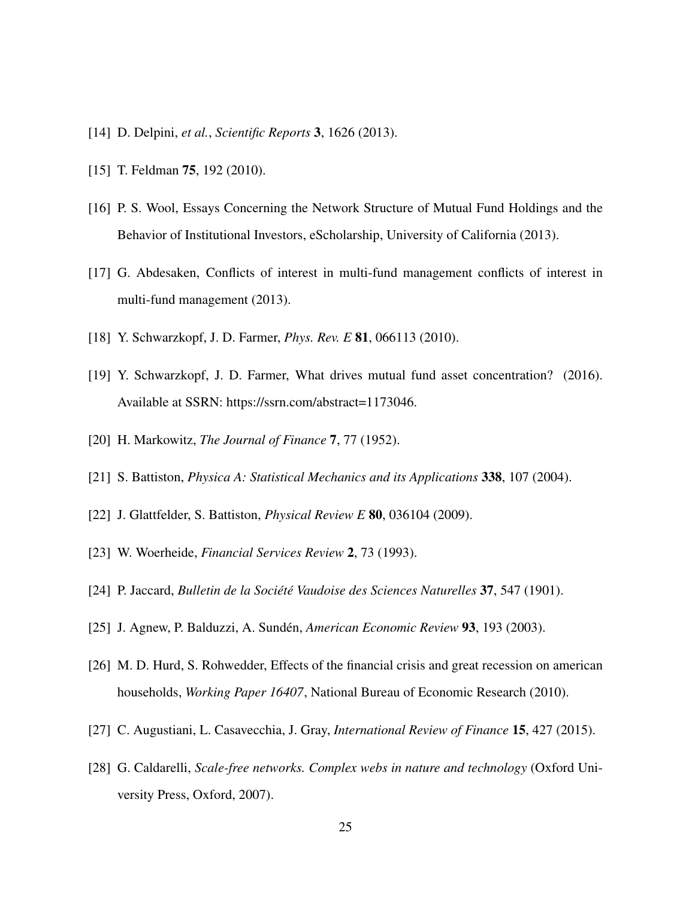[14] D. Delpini, *et al.*, *Scientific Reports* **3**, 1626 (2013).

[15] T. Feldman **75**, 192 (2010).

[16] P. S. Wool, Essays Concerning the Network Structure of Mutual Fund Holdings and the Behavior of Institutional Investors, eScholarship, University of California (2013).

[17] G. Abdesaken, Conflicts of interest in multi-fund management conflicts of interest in multi-fund management (2013).

[18] Y. Schwarzkopf, J. D. Farmer, *Phys. Rev. E* **81**, 066113 (2010).

[19] Y. Schwarzkopf, J. D. Farmer, What drives mutual fund asset concentration? (2016). Available at SSRN: https://ssrn.com/abstract=1173046.

[20] H. Markowitz, *The Journal of Finance* **7**, 77 (1952).

[21] S. Battiston, *Physica A: Statistical Mechanics and its Applications* **338**, 107 (2004).

[22] J. Glattfelder, S. Battiston, *Physical Review E* **80**, 036104 (2009).

[23] W. Woerheide, *Financial Services Review* **2**, 73 (1993).

[24] P. Jaccard, *Bulletin de la Société Vaudoise des Sciences Naturelles* **37**, 547 (1901).

[25] J. Agnew, P. Balduzzi, A. Sundén, *American Economic Review* **93**, 193 (2003).

[26] M. D. Hurd, S. Rohwedder, Effects of the financial crisis and great recession on american households, *Working Paper 16407*, National Bureau of Economic Research (2010).

[27] C. Augustiani, L. Casavecchia, J. Gray, *International Review of Finance* **15**, 427 (2015).

[28] G. Caldarelli, *Scale-free networks. Complex webs in nature and technology* (Oxford University Press, Oxford, 2007).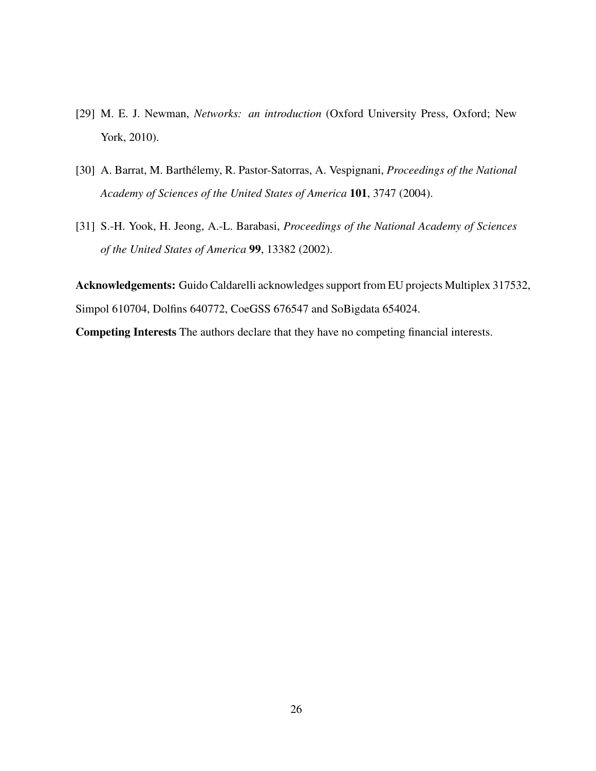[29] M. E. J. Newman, *Networks: an introduction* (Oxford University Press, Oxford; New York, 2010).

[30] A. Barrat, M. Barthélemy, R. Pastor-Satorras, A. Vespignani, *Proceedings of the National Academy of Sciences of the United States of America* **101**, 3747 (2004).

[31] S.-H. Yook, H. Jeong, A.-L. Barabasi, *Proceedings of the National Academy of Sciences of the United States of America* **99**, 13382 (2002).

**Acknowledgements:** Guido Caldarelli acknowledges support from EU projects Multiplex 317532, Simpol 610704, Dolfins 640772, CoeGSS 676547 and SoBigdata 654024.

**Competing Interests** The authors declare that they have no competing financial interests.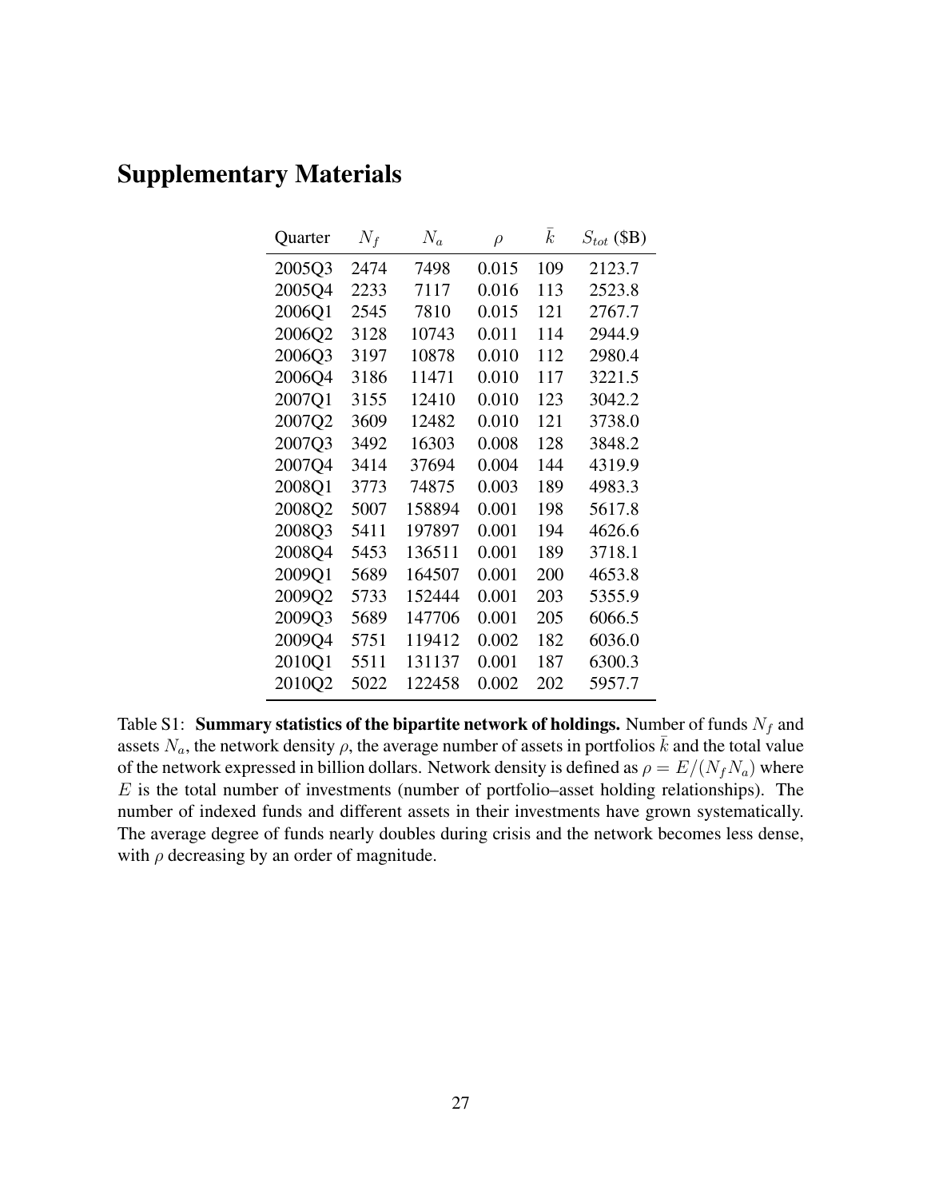# Supplementary Materials

| Quarter | $N_f$ | $N_a$ | $\rho$ | $\bar{k}$ | $S_{tot}$ ($B) |
|---|---|---|---|---|---|
| 2005Q3 | 2474 | 7498 | 0.015 | 109 | 2123.7 |
| 2005Q4 | 2233 | 7117 | 0.016 | 113 | 2523.8 |
| 2006Q1 | 2545 | 7810 | 0.015 | 121 | 2767.7 |
| 2006Q2 | 3128 | 10743 | 0.011 | 114 | 2944.9 |
| 2006Q3 | 3197 | 10878 | 0.010 | 112 | 2980.4 |
| 2006Q4 | 3186 | 11471 | 0.010 | 117 | 3221.5 |
| 2007Q1 | 3155 | 12410 | 0.010 | 123 | 3042.2 |
| 2007Q2 | 3609 | 12482 | 0.010 | 121 | 3738.0 |
| 2007Q3 | 3492 | 16303 | 0.008 | 128 | 3848.2 |
| 2007Q4 | 3414 | 37694 | 0.004 | 144 | 4319.9 |
| 2008Q1 | 3773 | 74875 | 0.003 | 189 | 4983.3 |
| 2008Q2 | 5007 | 158894 | 0.001 | 198 | 5617.8 |
| 2008Q3 | 5411 | 197897 | 0.001 | 194 | 4626.6 |
| 2008Q4 | 5453 | 136511 | 0.001 | 189 | 3718.1 |
| 2009Q1 | 5689 | 164507 | 0.001 | 200 | 4653.8 |
| 2009Q2 | 5733 | 152444 | 0.001 | 203 | 5355.9 |
| 2009Q3 | 5689 | 147706 | 0.001 | 205 | 6066.5 |
| 2009Q4 | 5751 | 119412 | 0.002 | 182 | 6036.0 |
| 2010Q1 | 5511 | 131137 | 0.001 | 187 | 6300.3 |
| 2010Q2 | 5022 | 122458 | 0.002 | 202 | 5957.7 |

Table S1: **Summary statistics of the bipartite network of holdings.** Number of funds $N_f$ and assets $N_a$, the network density $\rho$, the average number of assets in portfolios $\bar{k}$ and the total value of the network expressed in billion dollars. Network density is defined as $\rho = E/(N_f N_a)$ where $E$ is the total number of investments (number of portfolio–asset holding relationships). The number of indexed funds and different assets in their investments have grown systematically. The average degree of funds nearly doubles during crisis and the network becomes less dense, with $\rho$ decreasing by an order of magnitude.